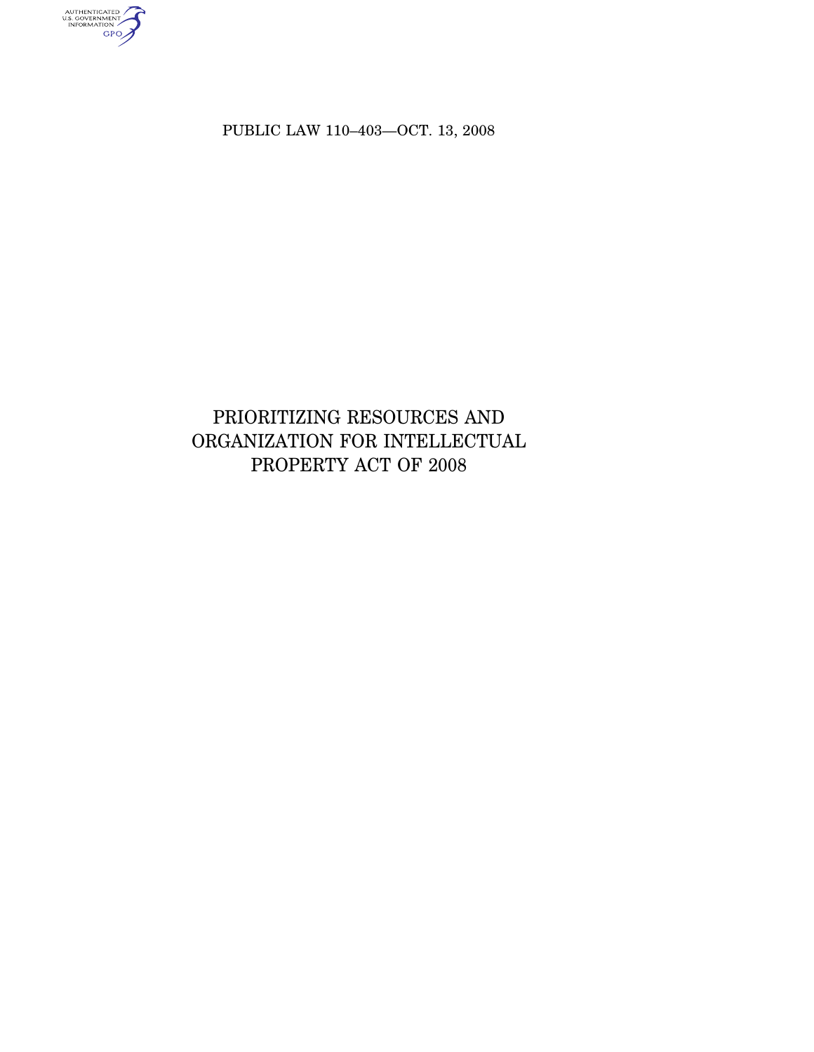PUBLIC LAW 110–403—OCT. 13, 2008

# PRIORITIZING RESOURCES AND ORGANIZATION FOR INTELLECTUAL PROPERTY ACT OF 2008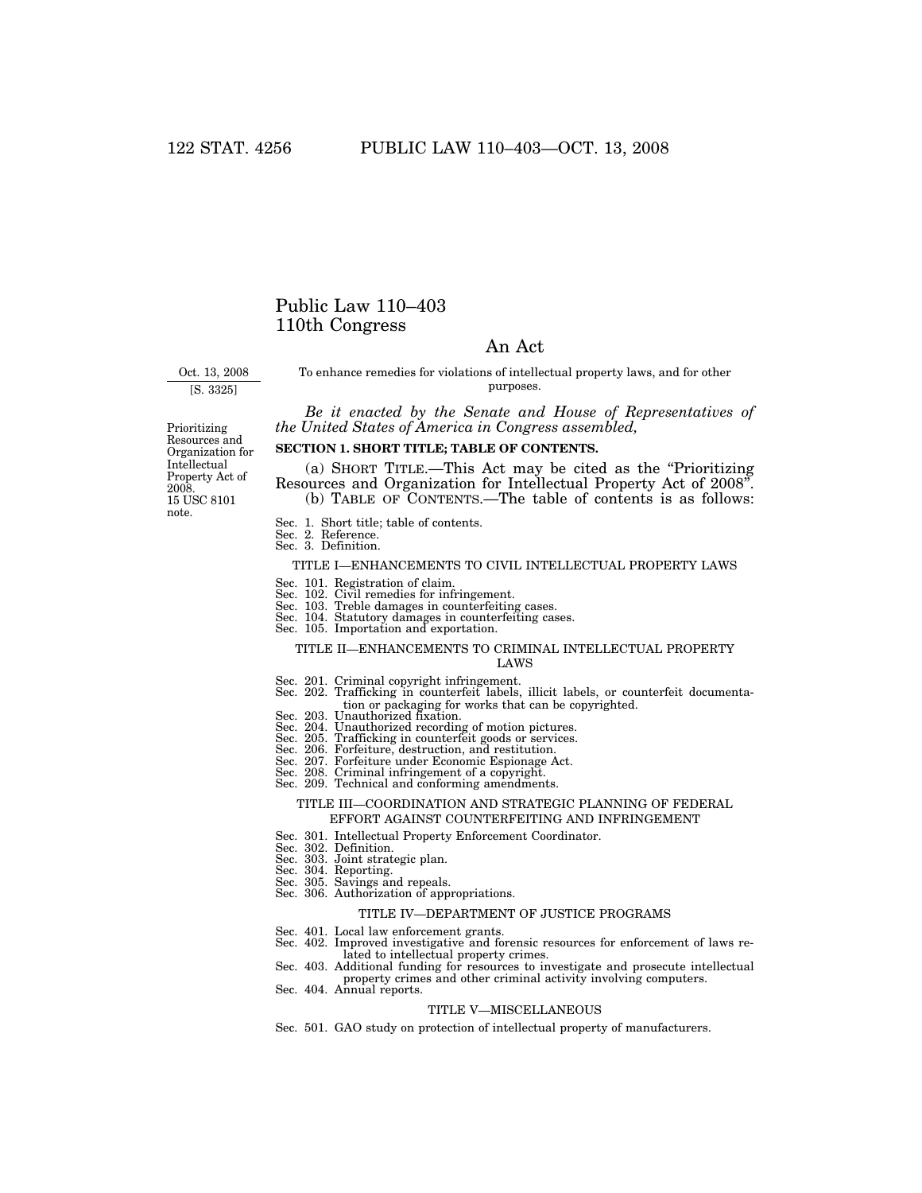# Public Law 110–403
# 110th Congress

## An Act

Oct. 13, 2008
[S. 3325]

To enhance remedies for violations of intellectual property laws, and for other purposes.

*Be it enacted by the Senate and House of Representatives of the United States of America in Congress assembled,*

Prioritizing Resources and Organization for Intellectual Property Act of 2008.
15 USC 8101 note.

**SECTION 1. SHORT TITLE; TABLE OF CONTENTS.**

(a) SHORT TITLE.—This Act may be cited as the "Prioritizing Resources and Organization for Intellectual Property Act of 2008".

(b) TABLE OF CONTENTS.—The table of contents is as follows:

Sec. 1. Short title; table of contents.
Sec. 2. Reference.
Sec. 3. Definition.

TITLE I—ENHANCEMENTS TO CIVIL INTELLECTUAL PROPERTY LAWS

Sec. 101. Registration of claim.
Sec. 102. Civil remedies for infringement.
Sec. 103. Treble damages in counterfeiting cases.
Sec. 104. Statutory damages in counterfeiting cases.
Sec. 105. Importation and exportation.

TITLE II—ENHANCEMENTS TO CRIMINAL INTELLECTUAL PROPERTY LAWS

Sec. 201. Criminal copyright infringement.
Sec. 202. Trafficking in counterfeit labels, illicit labels, or counterfeit documentation or packaging for works that can be copyrighted.
Sec. 203. Unauthorized fixation.
Sec. 204. Unauthorized recording of motion pictures.
Sec. 205. Trafficking in counterfeit goods or services.
Sec. 206. Forfeiture, destruction, and restitution.
Sec. 207. Forfeiture under Economic Espionage Act.
Sec. 208. Criminal infringement of a copyright.
Sec. 209. Technical and conforming amendments.

TITLE III—COORDINATION AND STRATEGIC PLANNING OF FEDERAL EFFORT AGAINST COUNTERFEITING AND INFRINGEMENT

Sec. 301. Intellectual Property Enforcement Coordinator.
Sec. 302. Definition.
Sec. 303. Joint strategic plan.
Sec. 304. Reporting.
Sec. 305. Savings and repeals.
Sec. 306. Authorization of appropriations.

TITLE IV—DEPARTMENT OF JUSTICE PROGRAMS

Sec. 401. Local law enforcement grants.
Sec. 402. Improved investigative and forensic resources for enforcement of laws related to intellectual property crimes.
Sec. 403. Additional funding for resources to investigate and prosecute intellectual property crimes and other criminal activity involving computers.
Sec. 404. Annual reports.

TITLE V—MISCELLANEOUS

Sec. 501. GAO study on protection of intellectual property of manufacturers.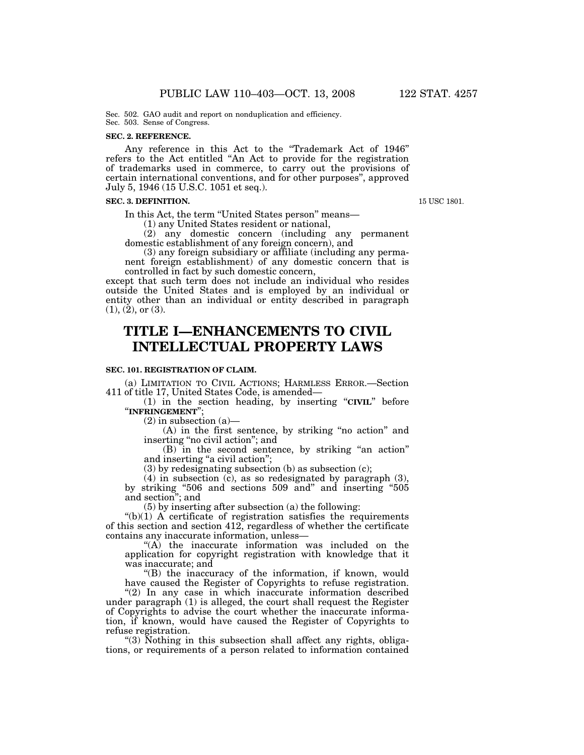Sec. 502. GAO audit and report on nonduplication and efficiency.
Sec. 503. Sense of Congress.

**SEC. 2. REFERENCE.**

Any reference in this Act to the "Trademark Act of 1946" refers to the Act entitled "An Act to provide for the registration of trademarks used in commerce, to carry out the provisions of certain international conventions, and for other purposes", approved July 5, 1946 (15 U.S.C. 1051 et seq.).

**SEC. 3. DEFINITION.**

15 USC 1801.

In this Act, the term "United States person" means—

(1) any United States resident or national,

(2) any domestic concern (including any permanent domestic establishment of any foreign concern), and

(3) any foreign subsidiary or affiliate (including any permanent foreign establishment) of any domestic concern that is controlled in fact by such domestic concern,

except that such term does not include an individual who resides outside the United States and is employed by an individual or entity other than an individual or entity described in paragraph (1), (2), or (3).

# TITLE I—ENHANCEMENTS TO CIVIL INTELLECTUAL PROPERTY LAWS

**SEC. 101. REGISTRATION OF CLAIM.**

(a) LIMITATION TO CIVIL ACTIONS; HARMLESS ERROR.—Section 411 of title 17, United States Code, is amended—

(1) in the section heading, by inserting "**CIVIL**" before "**INFRINGEMENT**";

(2) in subsection (a)—

(A) in the first sentence, by striking "no action" and inserting "no civil action"; and

(B) in the second sentence, by striking "an action" and inserting "a civil action";

(3) by redesignating subsection (b) as subsection (c);

(4) in subsection (c), as so redesignated by paragraph (3), by striking "506 and sections 509 and" and inserting "505 and section"; and

(5) by inserting after subsection (a) the following:

"(b)(1) A certificate of registration satisfies the requirements of this section and section 412, regardless of whether the certificate contains any inaccurate information, unless—

"(A) the inaccurate information was included on the application for copyright registration with knowledge that it was inaccurate; and

"(B) the inaccuracy of the information, if known, would have caused the Register of Copyrights to refuse registration.

"(2) In any case in which inaccurate information described under paragraph (1) is alleged, the court shall request the Register of Copyrights to advise the court whether the inaccurate information, if known, would have caused the Register of Copyrights to refuse registration.

"(3) Nothing in this subsection shall affect any rights, obligations, or requirements of a person related to information contained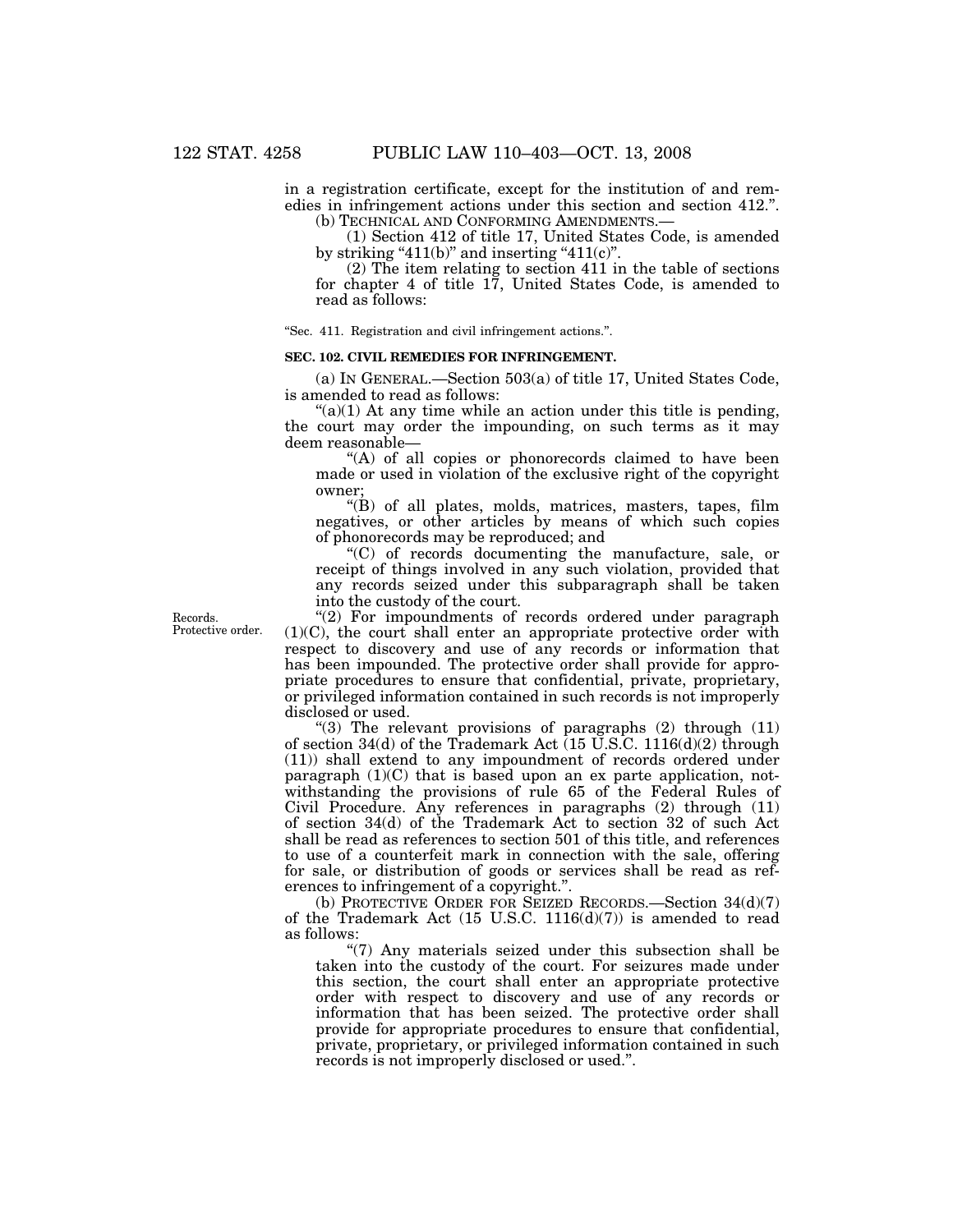in a registration certificate, except for the institution of and remedies in infringement actions under this section and section 412.".

(b) TECHNICAL AND CONFORMING AMENDMENTS.—

(1) Section 412 of title 17, United States Code, is amended by striking "411(b)" and inserting "411(c)".

(2) The item relating to section 411 in the table of sections for chapter 4 of title 17, United States Code, is amended to read as follows:

"Sec. 411. Registration and civil infringement actions.".

**SEC. 102. CIVIL REMEDIES FOR INFRINGEMENT.**

(a) IN GENERAL.—Section 503(a) of title 17, United States Code, is amended to read as follows:

"(a)(1) At any time while an action under this title is pending, the court may order the impounding, on such terms as it may deem reasonable—

"(A) of all copies or phonorecords claimed to have been made or used in violation of the exclusive right of the copyright owner;

"(B) of all plates, molds, matrices, masters, tapes, film negatives, or other articles by means of which such copies of phonorecords may be reproduced; and

"(C) of records documenting the manufacture, sale, or receipt of things involved in any such violation, provided that any records seized under this subparagraph shall be taken into the custody of the court.

Records. Protective order.

"(2) For impoundments of records ordered under paragraph (1)(C), the court shall enter an appropriate protective order with respect to discovery and use of any records or information that has been impounded. The protective order shall provide for appropriate procedures to ensure that confidential, private, proprietary, or privileged information contained in such records is not improperly disclosed or used.

"(3) The relevant provisions of paragraphs (2) through (11) of section 34(d) of the Trademark Act (15 U.S.C. 1116(d)(2) through (11)) shall extend to any impoundment of records ordered under paragraph (1)(C) that is based upon an ex parte application, notwithstanding the provisions of rule 65 of the Federal Rules of Civil Procedure. Any references in paragraphs (2) through (11) of section 34(d) of the Trademark Act to section 32 of such Act shall be read as references to section 501 of this title, and references to use of a counterfeit mark in connection with the sale, offering for sale, or distribution of goods or services shall be read as references to infringement of a copyright.".

(b) PROTECTIVE ORDER FOR SEIZED RECORDS.—Section 34(d)(7) of the Trademark Act (15 U.S.C. 1116(d)(7)) is amended to read as follows:

"(7) Any materials seized under this subsection shall be taken into the custody of the court. For seizures made under this section, the court shall enter an appropriate protective order with respect to discovery and use of any records or information that has been seized. The protective order shall provide for appropriate procedures to ensure that confidential, private, proprietary, or privileged information contained in such records is not improperly disclosed or used.".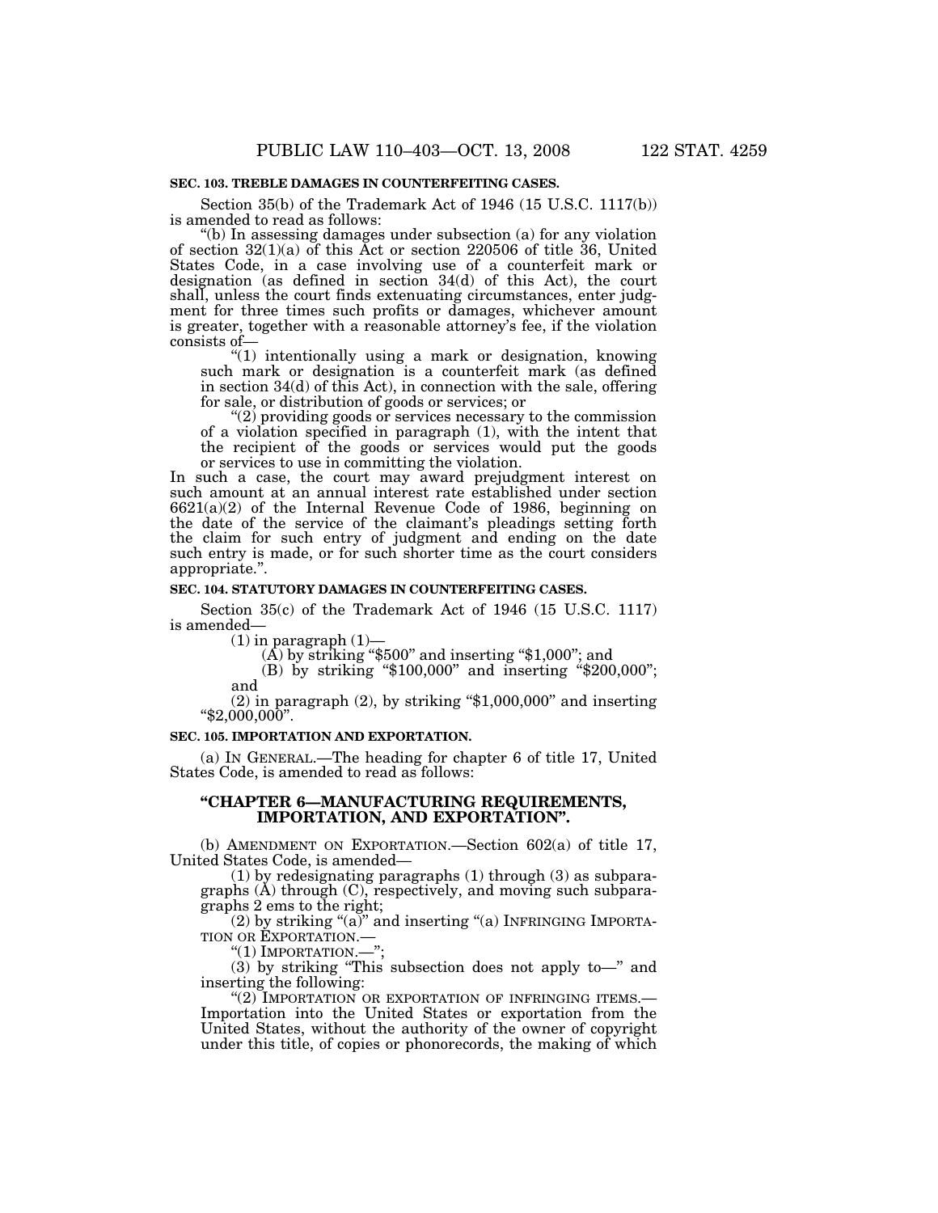**SEC. 103. TREBLE DAMAGES IN COUNTERFEITING CASES.**

Section 35(b) of the Trademark Act of 1946 (15 U.S.C. 1117(b)) is amended to read as follows:

"(b) In assessing damages under subsection (a) for any violation of section 32(1)(a) of this Act or section 220506 of title 36, United States Code, in a case involving use of a counterfeit mark or designation (as defined in section 34(d) of this Act), the court shall, unless the court finds extenuating circumstances, enter judgment for three times such profits or damages, whichever amount is greater, together with a reasonable attorney's fee, if the violation consists of—

"(1) intentionally using a mark or designation, knowing such mark or designation is a counterfeit mark (as defined in section 34(d) of this Act), in connection with the sale, offering for sale, or distribution of goods or services; or

"(2) providing goods or services necessary to the commission of a violation specified in paragraph (1), with the intent that the recipient of the goods or services would put the goods or services to use in committing the violation.

In such a case, the court may award prejudgment interest on such amount at an annual interest rate established under section 6621(a)(2) of the Internal Revenue Code of 1986, beginning on the date of the service of the claimant's pleadings setting forth the claim for such entry of judgment and ending on the date such entry is made, or for such shorter time as the court considers appropriate.".

**SEC. 104. STATUTORY DAMAGES IN COUNTERFEITING CASES.**

Section 35(c) of the Trademark Act of 1946 (15 U.S.C. 1117) is amended—

(1) in paragraph (1)—

(A) by striking "$500" and inserting "$1,000"; and

(B) by striking "$100,000" and inserting "$200,000"; and

(2) in paragraph (2), by striking "$1,000,000" and inserting "$2,000,000".

**SEC. 105. IMPORTATION AND EXPORTATION.**

(a) IN GENERAL.—The heading for chapter 6 of title 17, United States Code, is amended to read as follows:

**"CHAPTER 6—MANUFACTURING REQUIREMENTS, IMPORTATION, AND EXPORTATION".**

(b) AMENDMENT ON EXPORTATION.—Section 602(a) of title 17, United States Code, is amended—

(1) by redesignating paragraphs (1) through (3) as subparagraphs (A) through (C), respectively, and moving such subparagraphs 2 ems to the right;

(2) by striking "(a)" and inserting "(a) INFRINGING IMPORTATION OR EXPORTATION.—

"(1) IMPORTATION.—";

(3) by striking "This subsection does not apply to—" and inserting the following:

"(2) IMPORTATION OR EXPORTATION OF INFRINGING ITEMS.—Importation into the United States or exportation from the United States, without the authority of the owner of copyright under this title, of copies or phonorecords, the making of which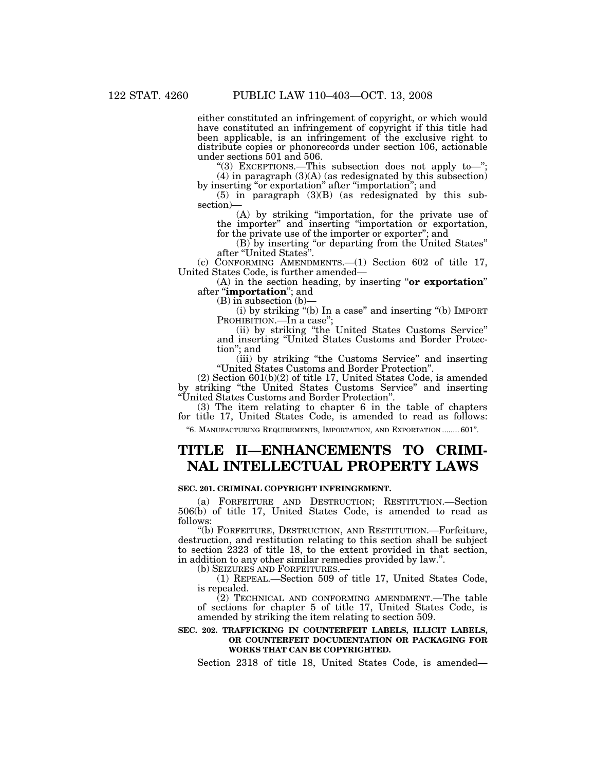either constituted an infringement of copyright, or which would have constituted an infringement of copyright if this title had been applicable, is an infringement of the exclusive right to distribute copies or phonorecords under section 106, actionable under sections 501 and 506.

"(3) EXCEPTIONS.—This subsection does not apply to—";

(4) in paragraph (3)(A) (as redesignated by this subsection) by inserting "or exportation" after "importation"; and

(5) in paragraph (3)(B) (as redesignated by this subsection)—

(A) by striking "importation, for the private use of the importer" and inserting "importation or exportation, for the private use of the importer or exporter"; and

(B) by inserting "or departing from the United States" after "United States".

(c) CONFORMING AMENDMENTS.—(1) Section 602 of title 17, United States Code, is further amended—

(A) in the section heading, by inserting "**or exportation**" after "**importation**"; and

(B) in subsection (b)—

(i) by striking "(b) In a case" and inserting "(b) IMPORT PROHIBITION.—In a case";

(ii) by striking "the United States Customs Service" and inserting "United States Customs and Border Protection"; and

(iii) by striking "the Customs Service" and inserting "United States Customs and Border Protection".

(2) Section 601(b)(2) of title 17, United States Code, is amended by striking "the United States Customs Service" and inserting "United States Customs and Border Protection".

(3) The item relating to chapter 6 in the table of chapters for title 17, United States Code, is amended to read as follows:

"6. MANUFACTURING REQUIREMENTS, IMPORTATION, AND EXPORTATION ........ 601".

# TITLE II—ENHANCEMENTS TO CRIMINAL INTELLECTUAL PROPERTY LAWS

**SEC. 201. CRIMINAL COPYRIGHT INFRINGEMENT.**

(a) FORFEITURE AND DESTRUCTION; RESTITUTION.—Section 506(b) of title 17, United States Code, is amended to read as follows:

"(b) FORFEITURE, DESTRUCTION, AND RESTITUTION.—Forfeiture, destruction, and restitution relating to this section shall be subject to section 2323 of title 18, to the extent provided in that section, in addition to any other similar remedies provided by law.".

(b) SEIZURES AND FORFEITURES.—

(1) REPEAL.—Section 509 of title 17, United States Code, is repealed.

(2) TECHNICAL AND CONFORMING AMENDMENT.—The table of sections for chapter 5 of title 17, United States Code, is amended by striking the item relating to section 509.

**SEC. 202. TRAFFICKING IN COUNTERFEIT LABELS, ILLICIT LABELS, OR COUNTERFEIT DOCUMENTATION OR PACKAGING FOR WORKS THAT CAN BE COPYRIGHTED.**

Section 2318 of title 18, United States Code, is amended—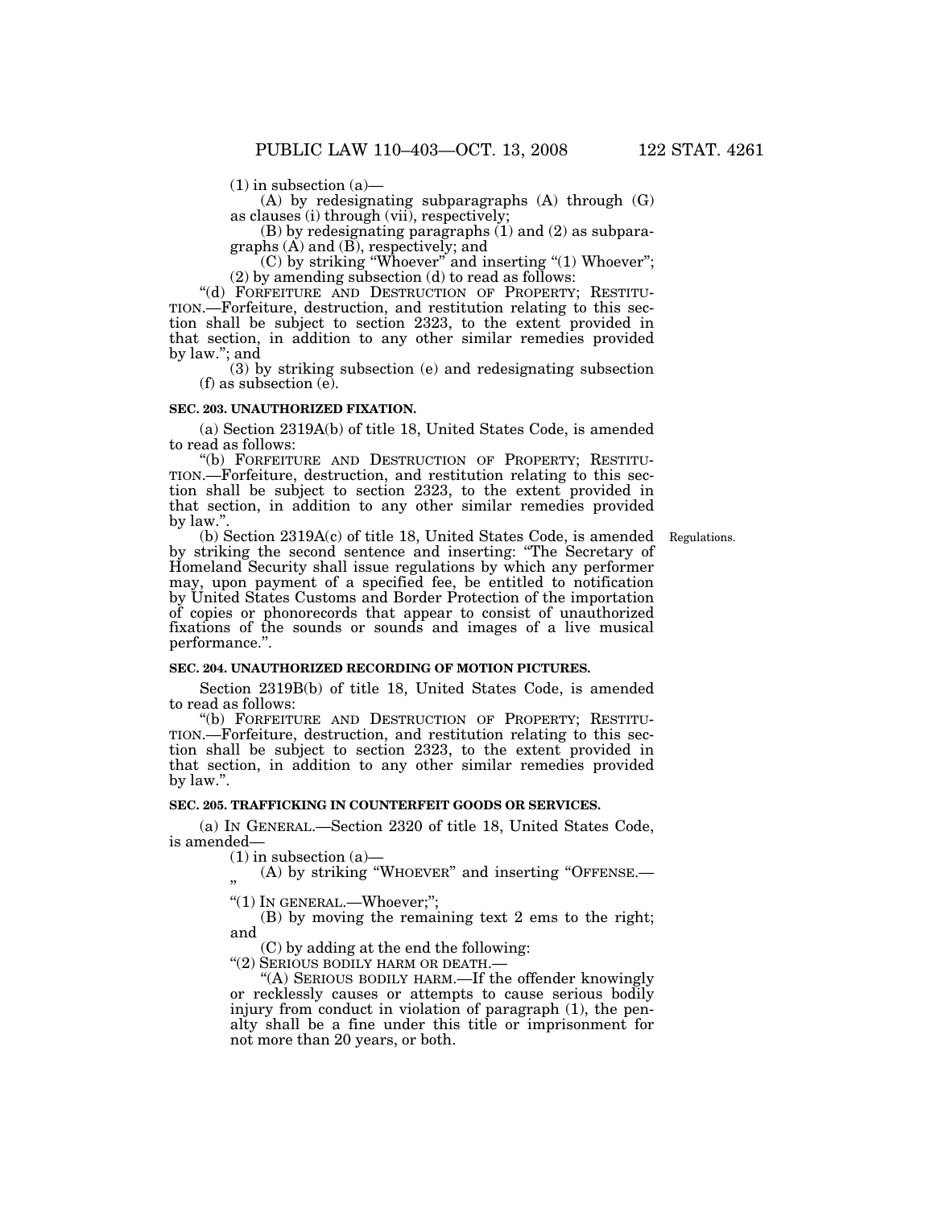(1) in subsection (a)—

(A) by redesignating subparagraphs (A) through (G) as clauses (i) through (vii), respectively;

(B) by redesignating paragraphs (1) and (2) as subparagraphs (A) and (B), respectively; and

(C) by striking "Whoever" and inserting "(1) Whoever";

(2) by amending subsection (d) to read as follows:

"(d) FORFEITURE AND DESTRUCTION OF PROPERTY; RESTITUTION.—Forfeiture, destruction, and restitution relating to this section shall be subject to section 2323, to the extent provided in that section, in addition to any other similar remedies provided by law."; and

(3) by striking subsection (e) and redesignating subsection (f) as subsection (e).

**SEC. 203. UNAUTHORIZED FIXATION.**

(a) Section 2319A(b) of title 18, United States Code, is amended to read as follows:

"(b) FORFEITURE AND DESTRUCTION OF PROPERTY; RESTITUTION.—Forfeiture, destruction, and restitution relating to this section shall be subject to section 2323, to the extent provided in that section, in addition to any other similar remedies provided by law.".

Regulations.

(b) Section 2319A(c) of title 18, United States Code, is amended by striking the second sentence and inserting: "The Secretary of Homeland Security shall issue regulations by which any performer may, upon payment of a specified fee, be entitled to notification by United States Customs and Border Protection of the importation of copies or phonorecords that appear to consist of unauthorized fixations of the sounds or sounds and images of a live musical performance.".

**SEC. 204. UNAUTHORIZED RECORDING OF MOTION PICTURES.**

Section 2319B(b) of title 18, United States Code, is amended to read as follows:

"(b) FORFEITURE AND DESTRUCTION OF PROPERTY; RESTITUTION.—Forfeiture, destruction, and restitution relating to this section shall be subject to section 2323, to the extent provided in that section, in addition to any other similar remedies provided by law.".

**SEC. 205. TRAFFICKING IN COUNTERFEIT GOODS OR SERVICES.**

(a) IN GENERAL.—Section 2320 of title 18, United States Code, is amended—

(1) in subsection (a)—

(A) by striking "WHOEVER" and inserting "OFFENSE.—"

"(1) IN GENERAL.—Whoever;";

(B) by moving the remaining text 2 ems to the right; and

(C) by adding at the end the following:

"(2) SERIOUS BODILY HARM OR DEATH.—

"(A) SERIOUS BODILY HARM.—If the offender knowingly or recklessly causes or attempts to cause serious bodily injury from conduct in violation of paragraph (1), the penalty shall be a fine under this title or imprisonment for not more than 20 years, or both.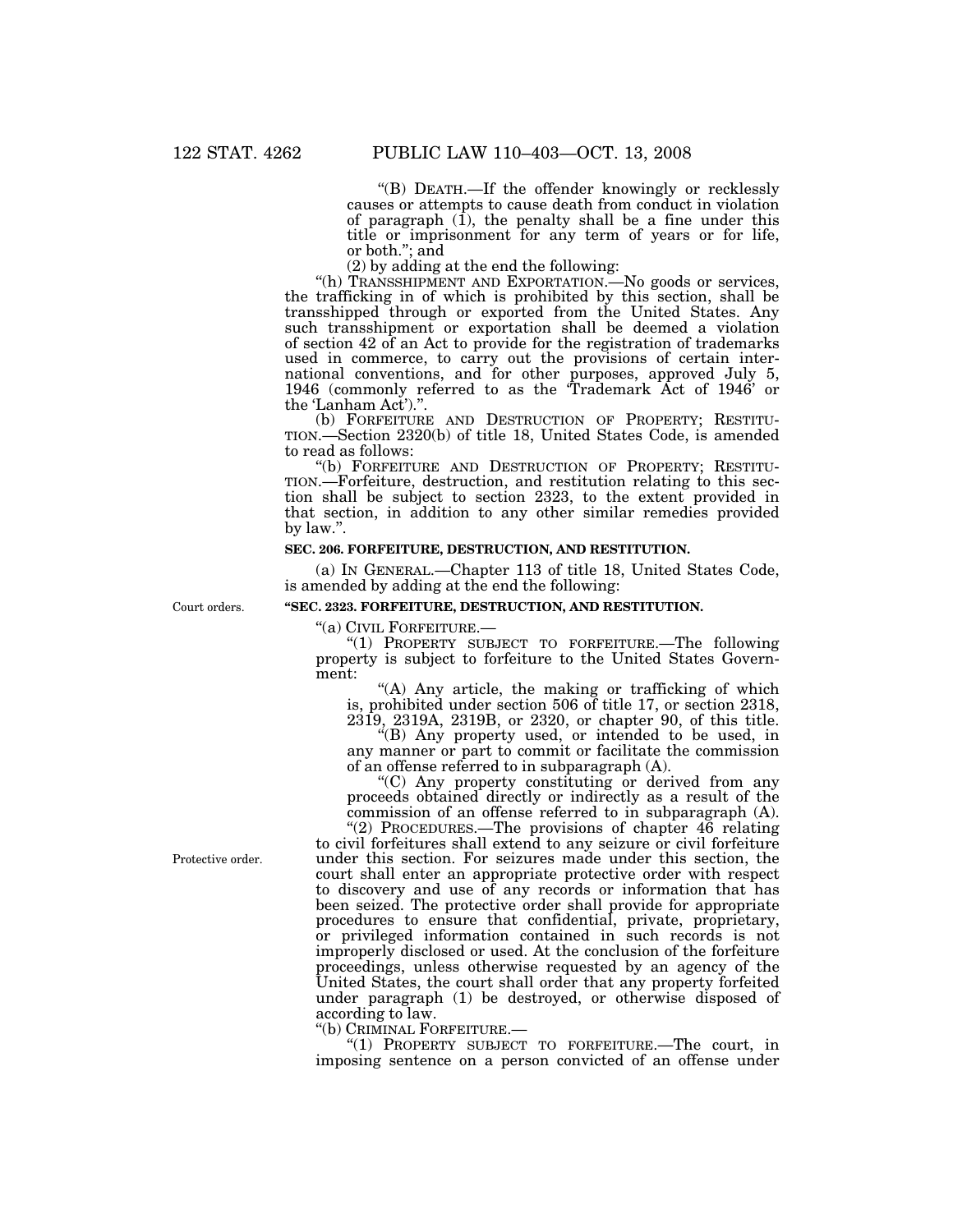"(B) DEATH.—If the offender knowingly or recklessly causes or attempts to cause death from conduct in violation of paragraph (1), the penalty shall be a fine under this title or imprisonment for any term of years or for life, or both."; and

(2) by adding at the end the following:

"(h) TRANSSHIPMENT AND EXPORTATION.—No goods or services, the trafficking in of which is prohibited by this section, shall be transshipped through or exported from the United States. Any such transshipment or exportation shall be deemed a violation of section 42 of an Act to provide for the registration of trademarks used in commerce, to carry out the provisions of certain international conventions, and for other purposes, approved July 5, 1946 (commonly referred to as the 'Trademark Act of 1946' or the 'Lanham Act').".

(b) FORFEITURE AND DESTRUCTION OF PROPERTY; RESTITUTION.—Section 2320(b) of title 18, United States Code, is amended to read as follows:

"(b) FORFEITURE AND DESTRUCTION OF PROPERTY; RESTITUTION.—Forfeiture, destruction, and restitution relating to this section shall be subject to section 2323, to the extent provided in that section, in addition to any other similar remedies provided by law.".

**SEC. 206. FORFEITURE, DESTRUCTION, AND RESTITUTION.**

(a) IN GENERAL.—Chapter 113 of title 18, United States Code, is amended by adding at the end the following:

Court orders.

**"SEC. 2323. FORFEITURE, DESTRUCTION, AND RESTITUTION.**

"(a) CIVIL FORFEITURE.—

"(1) PROPERTY SUBJECT TO FORFEITURE.—The following property is subject to forfeiture to the United States Government:

"(A) Any article, the making or trafficking of which is, prohibited under section 506 of title 17, or section 2318, 2319, 2319A, 2319B, or 2320, or chapter 90, of this title.

"(B) Any property used, or intended to be used, in any manner or part to commit or facilitate the commission of an offense referred to in subparagraph (A).

"(C) Any property constituting or derived from any proceeds obtained directly or indirectly as a result of the commission of an offense referred to in subparagraph (A).

Protective order.

"(2) PROCEDURES.—The provisions of chapter 46 relating to civil forfeitures shall extend to any seizure or civil forfeiture under this section. For seizures made under this section, the court shall enter an appropriate protective order with respect to discovery and use of any records or information that has been seized. The protective order shall provide for appropriate procedures to ensure that confidential, private, proprietary, or privileged information contained in such records is not improperly disclosed or used. At the conclusion of the forfeiture proceedings, unless otherwise requested by an agency of the United States, the court shall order that any property forfeited under paragraph (1) be destroyed, or otherwise disposed of according to law.

"(b) CRIMINAL FORFEITURE.—

"(1) PROPERTY SUBJECT TO FORFEITURE.—The court, in imposing sentence on a person convicted of an offense under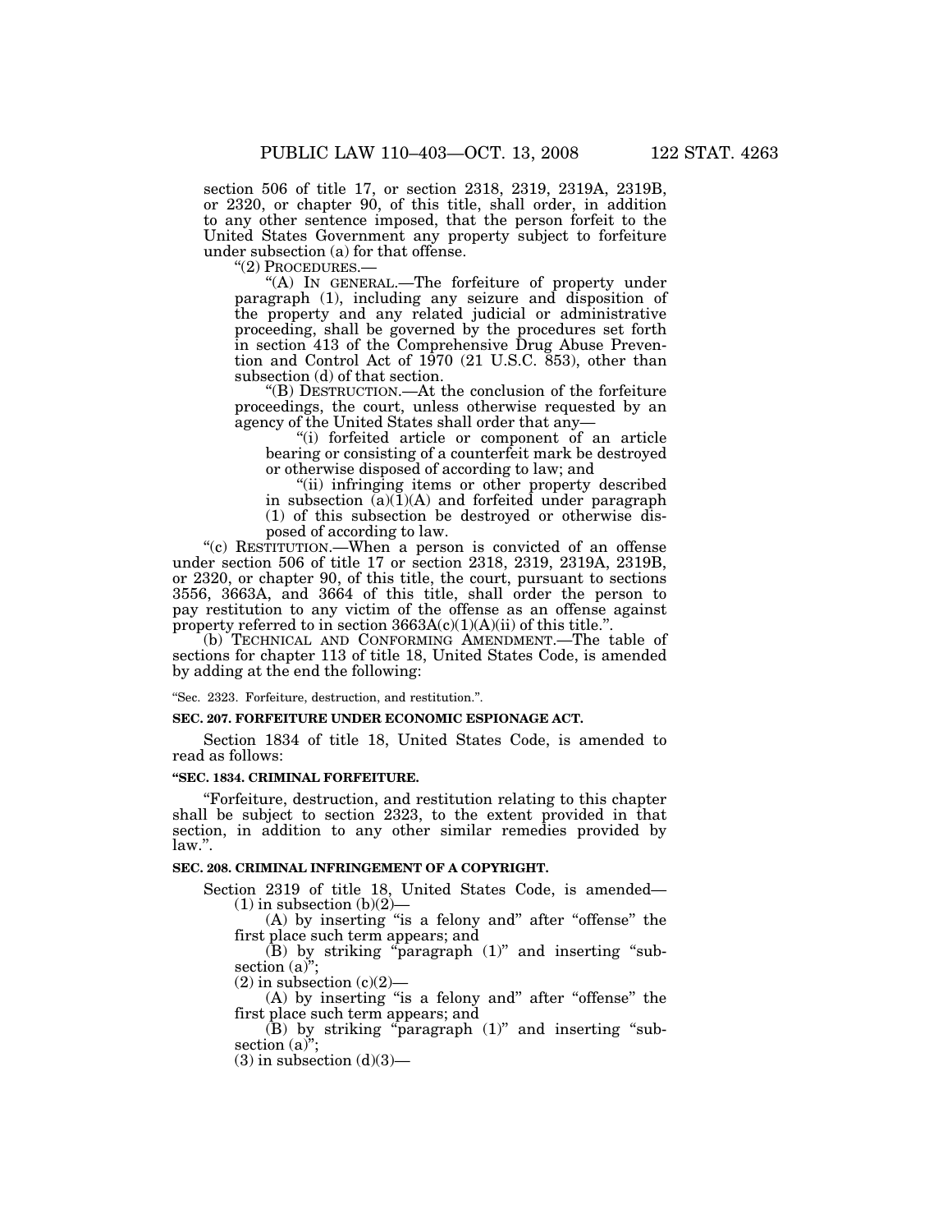section 506 of title 17, or section 2318, 2319, 2319A, 2319B, or 2320, or chapter 90, of this title, shall order, in addition to any other sentence imposed, that the person forfeit to the United States Government any property subject to forfeiture under subsection (a) for that offense.

"(2) PROCEDURES.—

"(A) IN GENERAL.—The forfeiture of property under paragraph (1), including any seizure and disposition of the property and any related judicial or administrative proceeding, shall be governed by the procedures set forth in section 413 of the Comprehensive Drug Abuse Prevention and Control Act of 1970 (21 U.S.C. 853), other than subsection (d) of that section.

"(B) DESTRUCTION.—At the conclusion of the forfeiture proceedings, the court, unless otherwise requested by an agency of the United States shall order that any—

"(i) forfeited article or component of an article bearing or consisting of a counterfeit mark be destroyed or otherwise disposed of according to law; and

"(ii) infringing items or other property described in subsection (a)(1)(A) and forfeited under paragraph (1) of this subsection be destroyed or otherwise disposed of according to law.

"(c) RESTITUTION.—When a person is convicted of an offense under section 506 of title 17 or section 2318, 2319, 2319A, 2319B, or 2320, or chapter 90, of this title, the court, pursuant to sections 3556, 3663A, and 3664 of this title, shall order the person to pay restitution to any victim of the offense as an offense against property referred to in section 3663A(c)(1)(A)(ii) of this title.".

(b) TECHNICAL AND CONFORMING AMENDMENT.—The table of sections for chapter 113 of title 18, United States Code, is amended by adding at the end the following:

"Sec. 2323. Forfeiture, destruction, and restitution.".

**SEC. 207. FORFEITURE UNDER ECONOMIC ESPIONAGE ACT.**

Section 1834 of title 18, United States Code, is amended to read as follows:

**"SEC. 1834. CRIMINAL FORFEITURE.**

"Forfeiture, destruction, and restitution relating to this chapter shall be subject to section 2323, to the extent provided in that section, in addition to any other similar remedies provided by law.".

**SEC. 208. CRIMINAL INFRINGEMENT OF A COPYRIGHT.**

Section 2319 of title 18, United States Code, is amended—

(1) in subsection (b)(2)—

(A) by inserting "is a felony and" after "offense" the first place such term appears; and

(B) by striking "paragraph (1)" and inserting "subsection (a)";

(2) in subsection (c)(2)—

(A) by inserting "is a felony and" after "offense" the first place such term appears; and

(B) by striking "paragraph (1)" and inserting "subsection (a)";

(3) in subsection (d)(3)—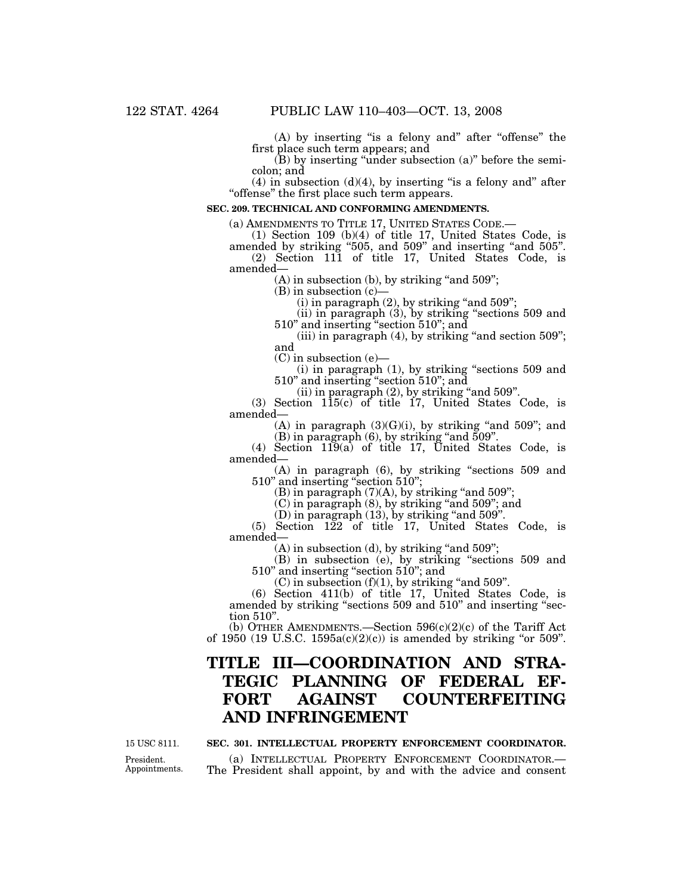(A) by inserting "is a felony and" after "offense" the first place such term appears; and

(B) by inserting "under subsection (a)" before the semicolon; and

(4) in subsection (d)(4), by inserting "is a felony and" after "offense" the first place such term appears.

**SEC. 209. TECHNICAL AND CONFORMING AMENDMENTS.**

(a) AMENDMENTS TO TITLE 17, UNITED STATES CODE.—

(1) Section 109 (b)(4) of title 17, United States Code, is amended by striking "505, and 509" and inserting "and 505".

(2) Section 111 of title 17, United States Code, is amended—

(A) in subsection (b), by striking "and 509";

(B) in subsection (c)—

(i) in paragraph (2), by striking "and 509";

(ii) in paragraph (3), by striking "sections 509 and 510" and inserting "section 510"; and

(iii) in paragraph (4), by striking "and section 509"; and

(C) in subsection (e)—

(i) in paragraph (1), by striking "sections 509 and 510" and inserting "section 510"; and

(ii) in paragraph (2), by striking "and 509".

(3) Section 115(c) of title 17, United States Code, is amended—

(A) in paragraph (3)(G)(i), by striking "and 509"; and

(B) in paragraph (6), by striking "and 509".

(4) Section 119(a) of title 17, United States Code, is amended—

(A) in paragraph (6), by striking "sections 509 and 510" and inserting "section 510";

(B) in paragraph (7)(A), by striking "and 509";

(C) in paragraph (8), by striking "and 509"; and

(D) in paragraph (13), by striking "and 509".

(5) Section 122 of title 17, United States Code, is amended—

(A) in subsection (d), by striking "and 509";

(B) in subsection (e), by striking "sections 509 and 510" and inserting "section 510"; and

(C) in subsection (f)(1), by striking "and 509".

(6) Section 411(b) of title 17, United States Code, is amended by striking "sections 509 and 510" and inserting "section 510".

(b) OTHER AMENDMENTS.—Section 596(c)(2)(c) of the Tariff Act of 1950 (19 U.S.C. 1595a(c)(2)(c)) is amended by striking "or 509".

# TITLE III—COORDINATION AND STRATEGIC PLANNING OF FEDERAL EFFORT AGAINST COUNTERFEITING AND INFRINGEMENT

15 USC 8111.

**SEC. 301. INTELLECTUAL PROPERTY ENFORCEMENT COORDINATOR.**

President. Appointments.

(a) INTELLECTUAL PROPERTY ENFORCEMENT COORDINATOR.—The President shall appoint, by and with the advice and consent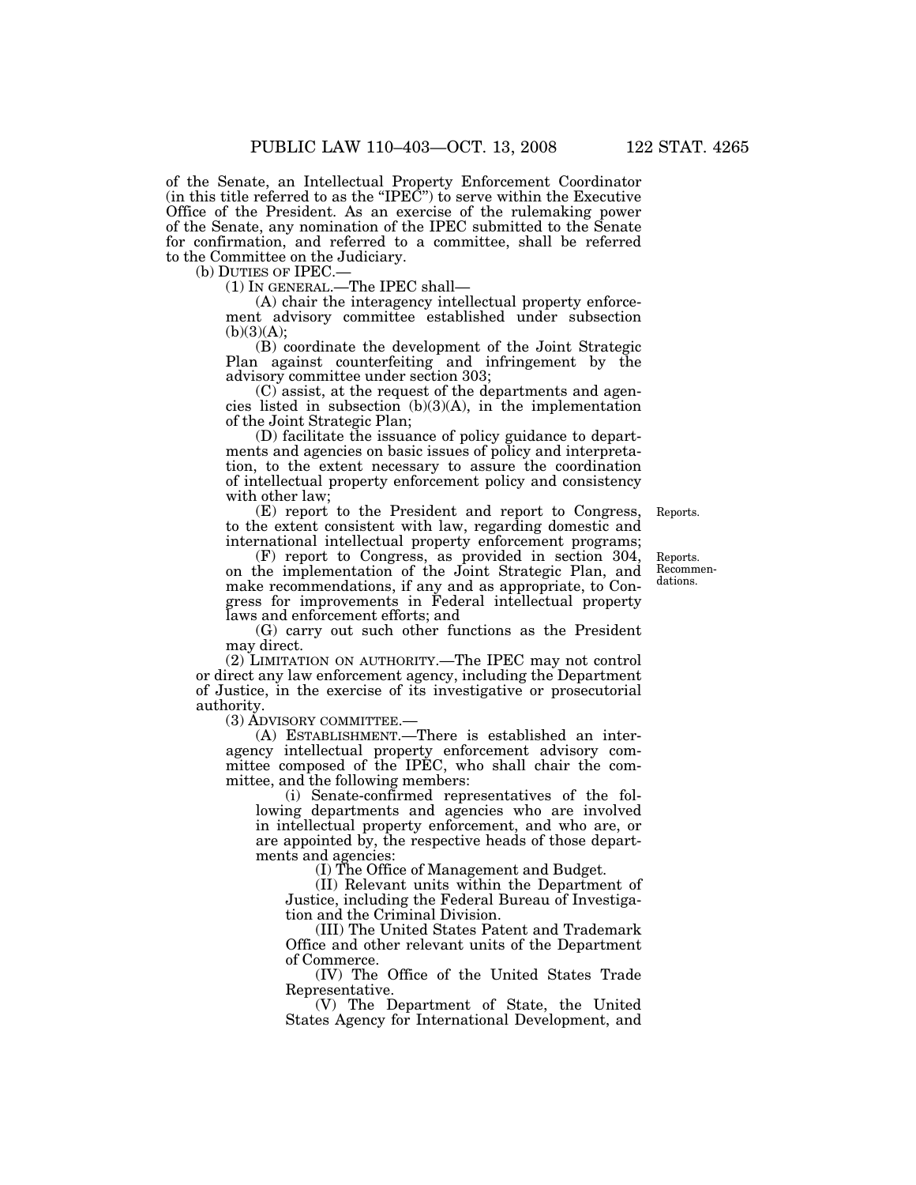of the Senate, an Intellectual Property Enforcement Coordinator (in this title referred to as the "IPEC") to serve within the Executive Office of the President. As an exercise of the rulemaking power of the Senate, any nomination of the IPEC submitted to the Senate for confirmation, and referred to a committee, shall be referred to the Committee on the Judiciary.

(b) DUTIES OF IPEC.—

(1) IN GENERAL.—The IPEC shall—

(A) chair the interagency intellectual property enforcement advisory committee established under subsection (b)(3)(A);

(B) coordinate the development of the Joint Strategic Plan against counterfeiting and infringement by the advisory committee under section 303;

(C) assist, at the request of the departments and agencies listed in subsection (b)(3)(A), in the implementation of the Joint Strategic Plan;

(D) facilitate the issuance of policy guidance to departments and agencies on basic issues of policy and interpretation, to the extent necessary to assure the coordination of intellectual property enforcement policy and consistency with other law;

(E) report to the President and report to Congress, to the extent consistent with law, regarding domestic and international intellectual property enforcement programs;

Reports.

(F) report to Congress, as provided in section 304, on the implementation of the Joint Strategic Plan, and make recommendations, if any and as appropriate, to Congress for improvements in Federal intellectual property laws and enforcement efforts; and

Reports. Recommendations.

(G) carry out such other functions as the President may direct.

(2) LIMITATION ON AUTHORITY.—The IPEC may not control or direct any law enforcement agency, including the Department of Justice, in the exercise of its investigative or prosecutorial authority.

(3) ADVISORY COMMITTEE.—

(A) ESTABLISHMENT.—There is established an interagency intellectual property enforcement advisory committee composed of the IPEC, who shall chair the committee, and the following members:

(i) Senate-confirmed representatives of the following departments and agencies who are involved in intellectual property enforcement, and who are, or are appointed by, the respective heads of those departments and agencies:

(I) The Office of Management and Budget.

(II) Relevant units within the Department of Justice, including the Federal Bureau of Investigation and the Criminal Division.

(III) The United States Patent and Trademark Office and other relevant units of the Department of Commerce.

(IV) The Office of the United States Trade Representative.

(V) The Department of State, the United States Agency for International Development, and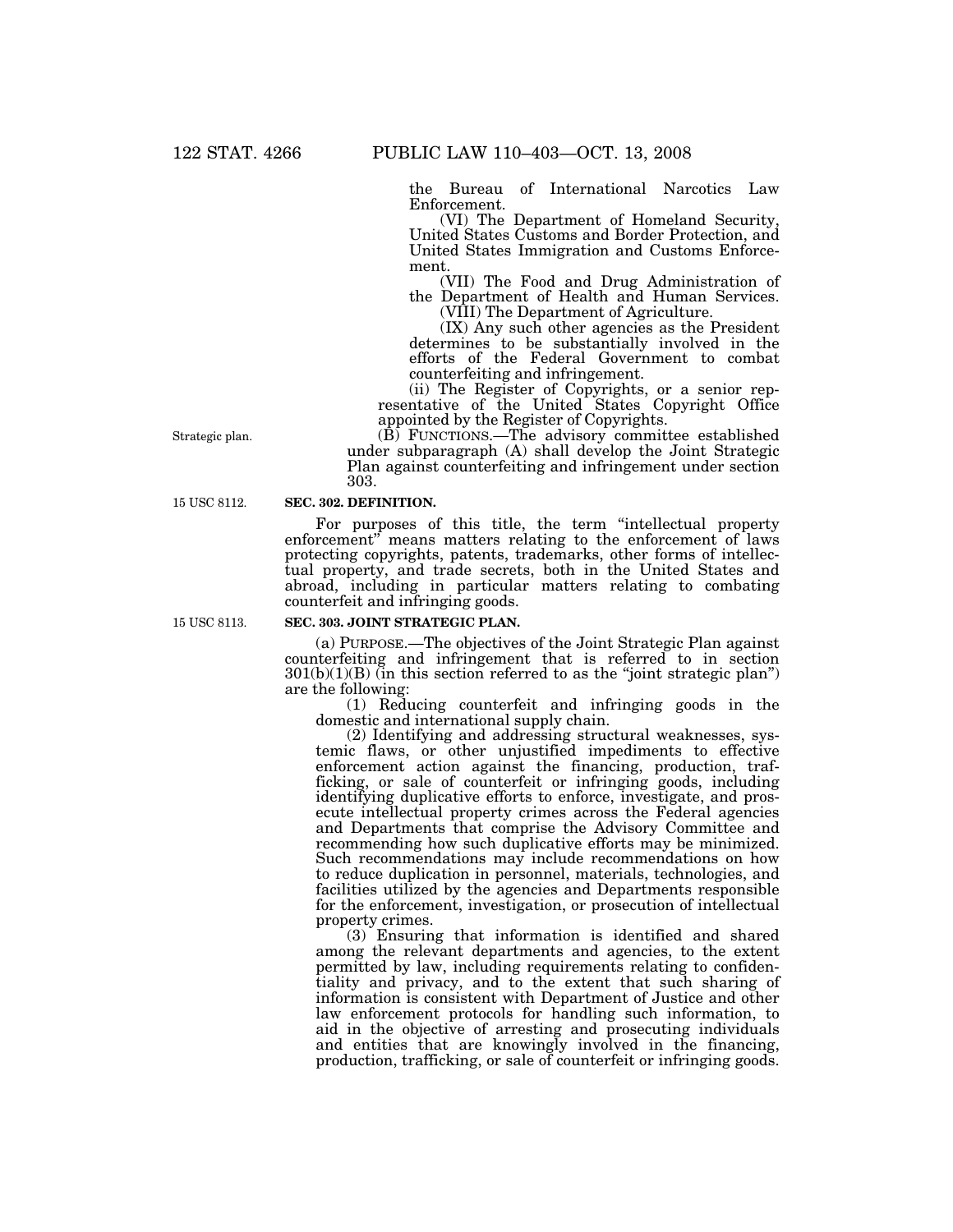the Bureau of International Narcotics Law Enforcement.

(VI) The Department of Homeland Security, United States Customs and Border Protection, and United States Immigration and Customs Enforcement.

(VII) The Food and Drug Administration of the Department of Health and Human Services.

(VIII) The Department of Agriculture.

(IX) Any such other agencies as the President determines to be substantially involved in the efforts of the Federal Government to combat counterfeiting and infringement.

(ii) The Register of Copyrights, or a senior representative of the United States Copyright Office appointed by the Register of Copyrights.

Strategic plan.

(B) FUNCTIONS.—The advisory committee established under subparagraph (A) shall develop the Joint Strategic Plan against counterfeiting and infringement under section 303.

15 USC 8112.

**SEC. 302. DEFINITION.**

For purposes of this title, the term "intellectual property enforcement" means matters relating to the enforcement of laws protecting copyrights, patents, trademarks, other forms of intellectual property, and trade secrets, both in the United States and abroad, including in particular matters relating to combating counterfeit and infringing goods.

15 USC 8113.

**SEC. 303. JOINT STRATEGIC PLAN.**

(a) PURPOSE.—The objectives of the Joint Strategic Plan against counterfeiting and infringement that is referred to in section 301(b)(1)(B) (in this section referred to as the "joint strategic plan") are the following:

(1) Reducing counterfeit and infringing goods in the domestic and international supply chain.

(2) Identifying and addressing structural weaknesses, systemic flaws, or other unjustified impediments to effective enforcement action against the financing, production, trafficking, or sale of counterfeit or infringing goods, including identifying duplicative efforts to enforce, investigate, and prosecute intellectual property crimes across the Federal agencies and Departments that comprise the Advisory Committee and recommending how such duplicative efforts may be minimized. Such recommendations may include recommendations on how to reduce duplication in personnel, materials, technologies, and facilities utilized by the agencies and Departments responsible for the enforcement, investigation, or prosecution of intellectual property crimes.

(3) Ensuring that information is identified and shared among the relevant departments and agencies, to the extent permitted by law, including requirements relating to confidentiality and privacy, and to the extent that such sharing of information is consistent with Department of Justice and other law enforcement protocols for handling such information, to aid in the objective of arresting and prosecuting individuals and entities that are knowingly involved in the financing, production, trafficking, or sale of counterfeit or infringing goods.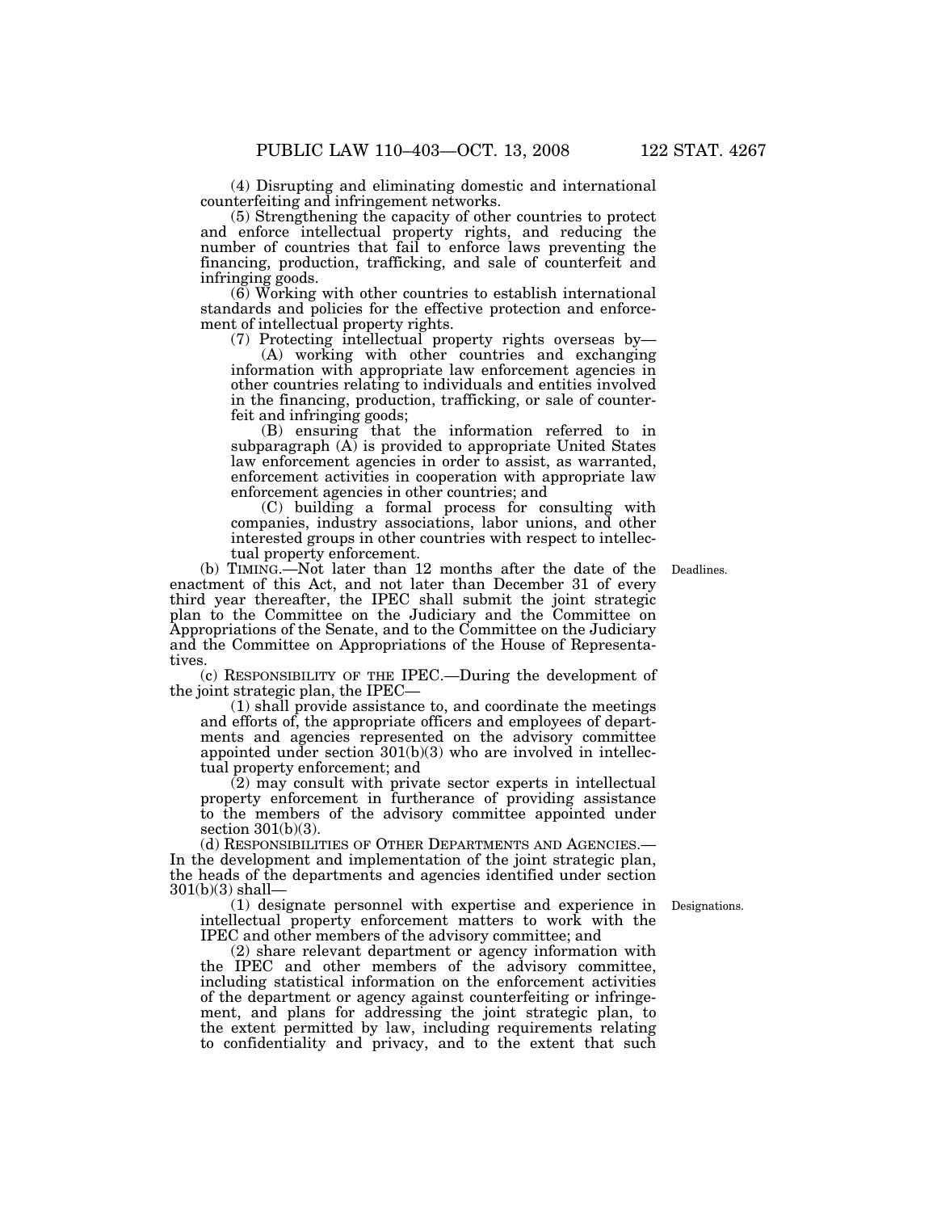(4) Disrupting and eliminating domestic and international counterfeiting and infringement networks.

(5) Strengthening the capacity of other countries to protect and enforce intellectual property rights, and reducing the number of countries that fail to enforce laws preventing the financing, production, trafficking, and sale of counterfeit and infringing goods.

(6) Working with other countries to establish international standards and policies for the effective protection and enforcement of intellectual property rights.

(7) Protecting intellectual property rights overseas by—

(A) working with other countries and exchanging information with appropriate law enforcement agencies in other countries relating to individuals and entities involved in the financing, production, trafficking, or sale of counterfeit and infringing goods;

(B) ensuring that the information referred to in subparagraph (A) is provided to appropriate United States law enforcement agencies in order to assist, as warranted, enforcement activities in cooperation with appropriate law enforcement agencies in other countries; and

(C) building a formal process for consulting with companies, industry associations, labor unions, and other interested groups in other countries with respect to intellectual property enforcement.

Deadlines.

(b) TIMING.—Not later than 12 months after the date of the enactment of this Act, and not later than December 31 of every third year thereafter, the IPEC shall submit the joint strategic plan to the Committee on the Judiciary and the Committee on Appropriations of the Senate, and to the Committee on the Judiciary and the Committee on Appropriations of the House of Representatives.

(c) RESPONSIBILITY OF THE IPEC.—During the development of the joint strategic plan, the IPEC—

(1) shall provide assistance to, and coordinate the meetings and efforts of, the appropriate officers and employees of departments and agencies represented on the advisory committee appointed under section 301(b)(3) who are involved in intellectual property enforcement; and

(2) may consult with private sector experts in intellectual property enforcement in furtherance of providing assistance to the members of the advisory committee appointed under section 301(b)(3).

(d) RESPONSIBILITIES OF OTHER DEPARTMENTS AND AGENCIES.—In the development and implementation of the joint strategic plan, the heads of the departments and agencies identified under section 301(b)(3) shall—

Designations.

(1) designate personnel with expertise and experience in intellectual property enforcement matters to work with the IPEC and other members of the advisory committee; and

(2) share relevant department or agency information with the IPEC and other members of the advisory committee, including statistical information on the enforcement activities of the department or agency against counterfeiting or infringement, and plans for addressing the joint strategic plan, to the extent permitted by law, including requirements relating to confidentiality and privacy, and to the extent that such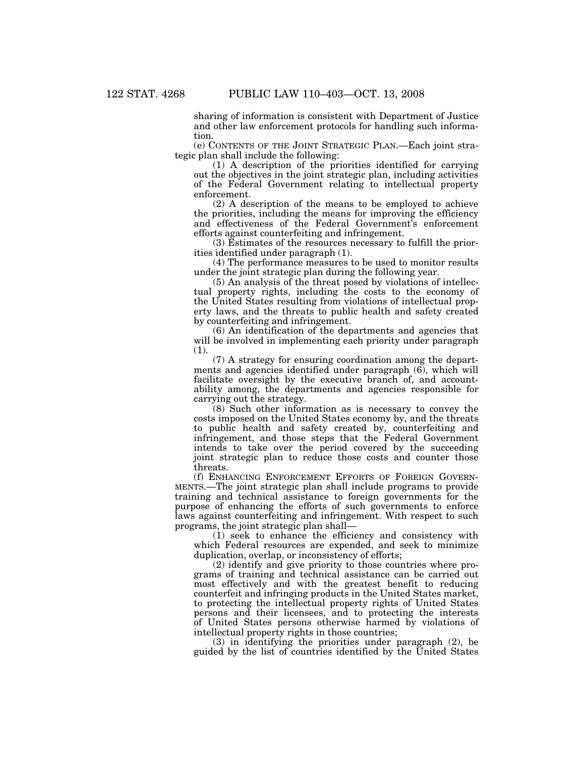sharing of information is consistent with Department of Justice and other law enforcement protocols for handling such information.

(e) CONTENTS OF THE JOINT STRATEGIC PLAN.—Each joint strategic plan shall include the following:

(1) A description of the priorities identified for carrying out the objectives in the joint strategic plan, including activities of the Federal Government relating to intellectual property enforcement.

(2) A description of the means to be employed to achieve the priorities, including the means for improving the efficiency and effectiveness of the Federal Government's enforcement efforts against counterfeiting and infringement.

(3) Estimates of the resources necessary to fulfill the priorities identified under paragraph (1).

(4) The performance measures to be used to monitor results under the joint strategic plan during the following year.

(5) An analysis of the threat posed by violations of intellectual property rights, including the costs to the economy of the United States resulting from violations of intellectual property laws, and the threats to public health and safety created by counterfeiting and infringement.

(6) An identification of the departments and agencies that will be involved in implementing each priority under paragraph (1).

(7) A strategy for ensuring coordination among the departments and agencies identified under paragraph (6), which will facilitate oversight by the executive branch of, and accountability among, the departments and agencies responsible for carrying out the strategy.

(8) Such other information as is necessary to convey the costs imposed on the United States economy by, and the threats to public health and safety created by, counterfeiting and infringement, and those steps that the Federal Government intends to take over the period covered by the succeeding joint strategic plan to reduce those costs and counter those threats.

(f) ENHANCING ENFORCEMENT EFFORTS OF FOREIGN GOVERNMENTS.—The joint strategic plan shall include programs to provide training and technical assistance to foreign governments for the purpose of enhancing the efforts of such governments to enforce laws against counterfeiting and infringement. With respect to such programs, the joint strategic plan shall—

(1) seek to enhance the efficiency and consistency with which Federal resources are expended, and seek to minimize duplication, overlap, or inconsistency of efforts;

(2) identify and give priority to those countries where programs of training and technical assistance can be carried out most effectively and with the greatest benefit to reducing counterfeit and infringing products in the United States market, to protecting the intellectual property rights of United States persons and their licensees, and to protecting the interests of United States persons otherwise harmed by violations of intellectual property rights in those countries;

(3) in identifying the priorities under paragraph (2), be guided by the list of countries identified by the United States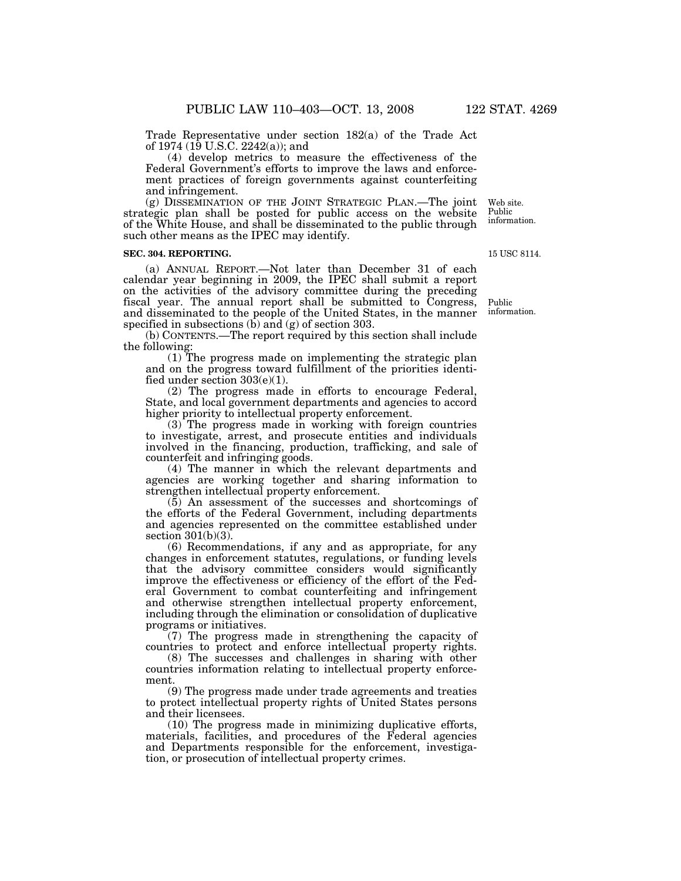Trade Representative under section 182(a) of the Trade Act of 1974 (19 U.S.C. 2242(a)); and

(4) develop metrics to measure the effectiveness of the Federal Government's efforts to improve the laws and enforcement practices of foreign governments against counterfeiting and infringement.

(g) DISSEMINATION OF THE JOINT STRATEGIC PLAN.—The joint strategic plan shall be posted for public access on the website of the White House, and shall be disseminated to the public through such other means as the IPEC may identify.

Web site. Public information.

**SEC. 304. REPORTING.**

15 USC 8114.

(a) ANNUAL REPORT.—Not later than December 31 of each calendar year beginning in 2009, the IPEC shall submit a report on the activities of the advisory committee during the preceding fiscal year. The annual report shall be submitted to Congress, and disseminated to the people of the United States, in the manner specified in subsections (b) and (g) of section 303.

Public information.

(b) CONTENTS.—The report required by this section shall include the following:

(1) The progress made on implementing the strategic plan and on the progress toward fulfillment of the priorities identified under section 303(e)(1).

(2) The progress made in efforts to encourage Federal, State, and local government departments and agencies to accord higher priority to intellectual property enforcement.

(3) The progress made in working with foreign countries to investigate, arrest, and prosecute entities and individuals involved in the financing, production, trafficking, and sale of counterfeit and infringing goods.

(4) The manner in which the relevant departments and agencies are working together and sharing information to strengthen intellectual property enforcement.

(5) An assessment of the successes and shortcomings of the efforts of the Federal Government, including departments and agencies represented on the committee established under section 301(b)(3).

(6) Recommendations, if any and as appropriate, for any changes in enforcement statutes, regulations, or funding levels that the advisory committee considers would significantly improve the effectiveness or efficiency of the effort of the Federal Government to combat counterfeiting and infringement and otherwise strengthen intellectual property enforcement, including through the elimination or consolidation of duplicative programs or initiatives.

(7) The progress made in strengthening the capacity of countries to protect and enforce intellectual property rights.

(8) The successes and challenges in sharing with other countries information relating to intellectual property enforcement.

(9) The progress made under trade agreements and treaties to protect intellectual property rights of United States persons and their licensees.

(10) The progress made in minimizing duplicative efforts, materials, facilities, and procedures of the Federal agencies and Departments responsible for the enforcement, investigation, or prosecution of intellectual property crimes.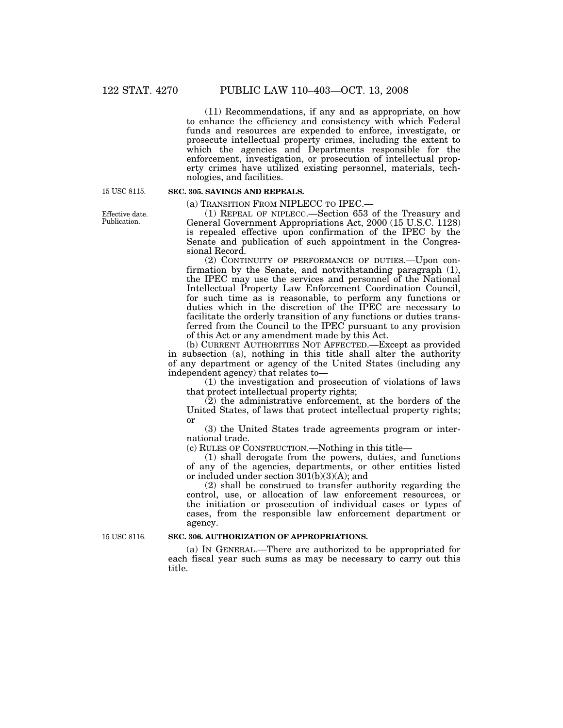(11) Recommendations, if any and as appropriate, on how to enhance the efficiency and consistency with which Federal funds and resources are expended to enforce, investigate, or prosecute intellectual property crimes, including the extent to which the agencies and Departments responsible for the enforcement, investigation, or prosecution of intellectual property crimes have utilized existing personnel, materials, technologies, and facilities.

15 USC 8115.

**SEC. 305. SAVINGS AND REPEALS.**

(a) TRANSITION FROM NIPLECC TO IPEC.—

Effective date. Publication.

(1) REPEAL OF NIPLECC.—Section 653 of the Treasury and General Government Appropriations Act, 2000 (15 U.S.C. 1128) is repealed effective upon confirmation of the IPEC by the Senate and publication of such appointment in the Congressional Record.

(2) CONTINUITY OF PERFORMANCE OF DUTIES.—Upon confirmation by the Senate, and notwithstanding paragraph (1), the IPEC may use the services and personnel of the National Intellectual Property Law Enforcement Coordination Council, for such time as is reasonable, to perform any functions or duties which in the discretion of the IPEC are necessary to facilitate the orderly transition of any functions or duties transferred from the Council to the IPEC pursuant to any provision of this Act or any amendment made by this Act.

(b) CURRENT AUTHORITIES NOT AFFECTED.—Except as provided in subsection (a), nothing in this title shall alter the authority of any department or agency of the United States (including any independent agency) that relates to—

(1) the investigation and prosecution of violations of laws that protect intellectual property rights;

(2) the administrative enforcement, at the borders of the United States, of laws that protect intellectual property rights; or

(3) the United States trade agreements program or international trade.

(c) RULES OF CONSTRUCTION.—Nothing in this title—

(1) shall derogate from the powers, duties, and functions of any of the agencies, departments, or other entities listed or included under section 301(b)(3)(A); and

(2) shall be construed to transfer authority regarding the control, use, or allocation of law enforcement resources, or the initiation or prosecution of individual cases or types of cases, from the responsible law enforcement department or agency.

15 USC 8116.

**SEC. 306. AUTHORIZATION OF APPROPRIATIONS.**

(a) IN GENERAL.—There are authorized to be appropriated for each fiscal year such sums as may be necessary to carry out this title.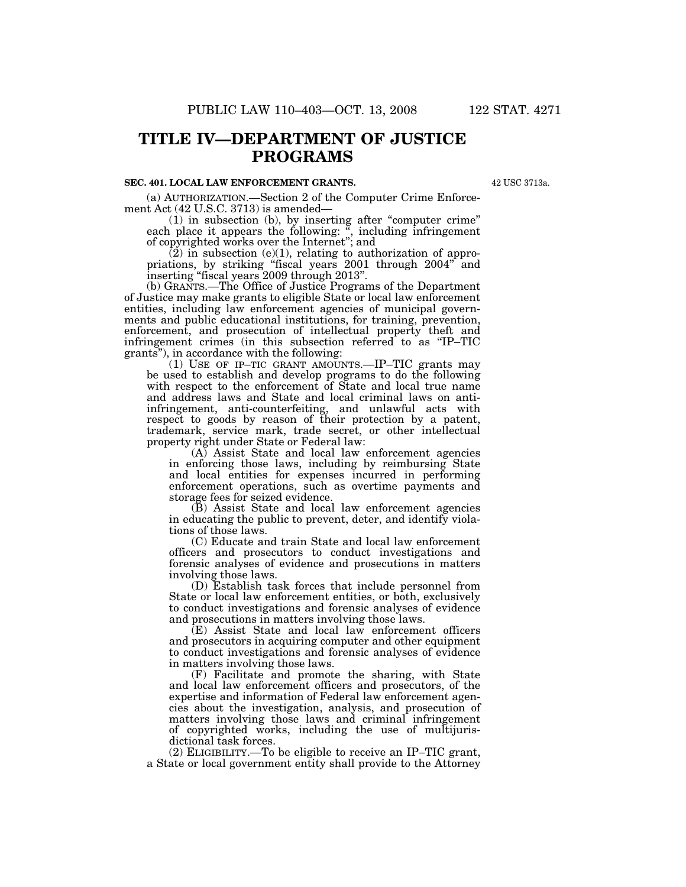# TITLE IV—DEPARTMENT OF JUSTICE PROGRAMS

### SEC. 401. LOCAL LAW ENFORCEMENT GRANTS.

42 USC 3713a.

(a) AUTHORIZATION.—Section 2 of the Computer Crime Enforcement Act (42 U.S.C. 3713) is amended—

(1) in subsection (b), by inserting after "computer crime" each place it appears the following: ", including infringement of copyrighted works over the Internet"; and

(2) in subsection (e)(1), relating to authorization of appropriations, by striking "fiscal years 2001 through 2004" and inserting "fiscal years 2009 through 2013".

(b) GRANTS.—The Office of Justice Programs of the Department of Justice may make grants to eligible State or local law enforcement entities, including law enforcement agencies of municipal governments and public educational institutions, for training, prevention, enforcement, and prosecution of intellectual property theft and infringement crimes (in this subsection referred to as "IP–TIC grants"), in accordance with the following:

(1) USE OF IP–TIC GRANT AMOUNTS.—IP–TIC grants may be used to establish and develop programs to do the following with respect to the enforcement of State and local true name and address laws and State and local criminal laws on anti-infringement, anti-counterfeiting, and unlawful acts with respect to goods by reason of their protection by a patent, trademark, service mark, trade secret, or other intellectual property right under State or Federal law:

(A) Assist State and local law enforcement agencies in enforcing those laws, including by reimbursing State and local entities for expenses incurred in performing enforcement operations, such as overtime payments and storage fees for seized evidence.

(B) Assist State and local law enforcement agencies in educating the public to prevent, deter, and identify violations of those laws.

(C) Educate and train State and local law enforcement officers and prosecutors to conduct investigations and forensic analyses of evidence and prosecutions in matters involving those laws.

(D) Establish task forces that include personnel from State or local law enforcement entities, or both, exclusively to conduct investigations and forensic analyses of evidence and prosecutions in matters involving those laws.

(E) Assist State and local law enforcement officers and prosecutors in acquiring computer and other equipment to conduct investigations and forensic analyses of evidence in matters involving those laws.

(F) Facilitate and promote the sharing, with State and local law enforcement officers and prosecutors, of the expertise and information of Federal law enforcement agencies about the investigation, analysis, and prosecution of matters involving those laws and criminal infringement of copyrighted works, including the use of multijurisdictional task forces.

(2) ELIGIBILITY.—To be eligible to receive an IP–TIC grant, a State or local government entity shall provide to the Attorney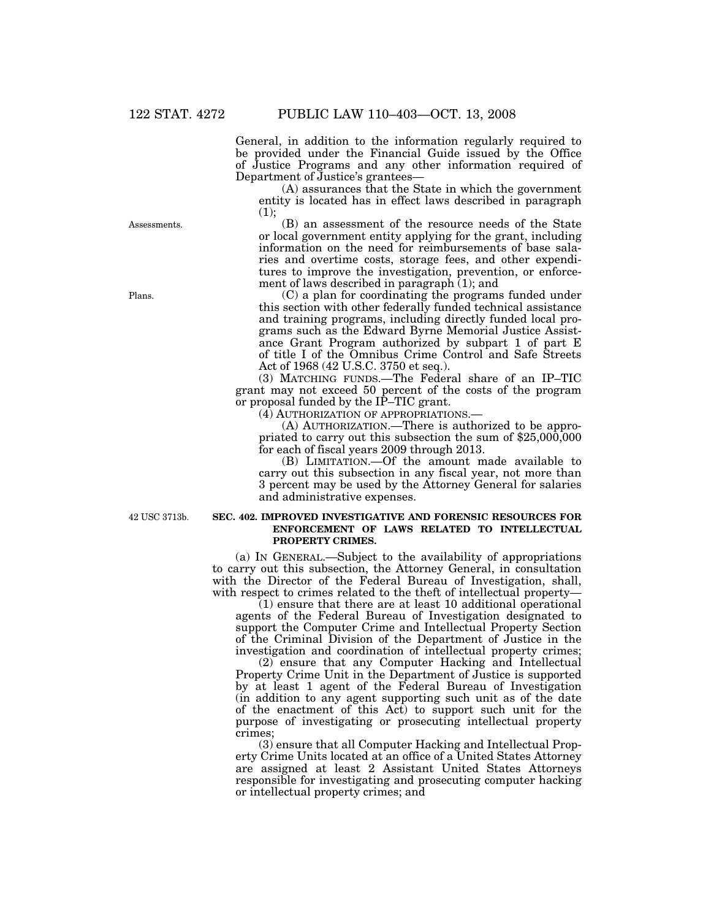General, in addition to the information regularly required to be provided under the Financial Guide issued by the Office of Justice Programs and any other information required of Department of Justice's grantees—

(A) assurances that the State in which the government entity is located has in effect laws described in paragraph (1);

Assessments.

(B) an assessment of the resource needs of the State or local government entity applying for the grant, including information on the need for reimbursements of base salaries and overtime costs, storage fees, and other expenditures to improve the investigation, prevention, or enforcement of laws described in paragraph (1); and

Plans.

(C) a plan for coordinating the programs funded under this section with other federally funded technical assistance and training programs, including directly funded local programs such as the Edward Byrne Memorial Justice Assistance Grant Program authorized by subpart 1 of part E of title I of the Omnibus Crime Control and Safe Streets Act of 1968 (42 U.S.C. 3750 et seq.).

(3) MATCHING FUNDS.—The Federal share of an IP–TIC grant may not exceed 50 percent of the costs of the program or proposal funded by the IP–TIC grant.

(4) AUTHORIZATION OF APPROPRIATIONS.—

(A) AUTHORIZATION.—There is authorized to be appropriated to carry out this subsection the sum of $25,000,000 for each of fiscal years 2009 through 2013.

(B) LIMITATION.—Of the amount made available to carry out this subsection in any fiscal year, not more than 3 percent may be used by the Attorney General for salaries and administrative expenses.

42 USC 3713b.

**SEC. 402. IMPROVED INVESTIGATIVE AND FORENSIC RESOURCES FOR ENFORCEMENT OF LAWS RELATED TO INTELLECTUAL PROPERTY CRIMES.**

(a) IN GENERAL.—Subject to the availability of appropriations to carry out this subsection, the Attorney General, in consultation with the Director of the Federal Bureau of Investigation, shall, with respect to crimes related to the theft of intellectual property—

(1) ensure that there are at least 10 additional operational agents of the Federal Bureau of Investigation designated to support the Computer Crime and Intellectual Property Section of the Criminal Division of the Department of Justice in the investigation and coordination of intellectual property crimes;

(2) ensure that any Computer Hacking and Intellectual Property Crime Unit in the Department of Justice is supported by at least 1 agent of the Federal Bureau of Investigation (in addition to any agent supporting such unit as of the date of the enactment of this Act) to support such unit for the purpose of investigating or prosecuting intellectual property crimes;

(3) ensure that all Computer Hacking and Intellectual Property Crime Units located at an office of a United States Attorney are assigned at least 2 Assistant United States Attorneys responsible for investigating and prosecuting computer hacking or intellectual property crimes; and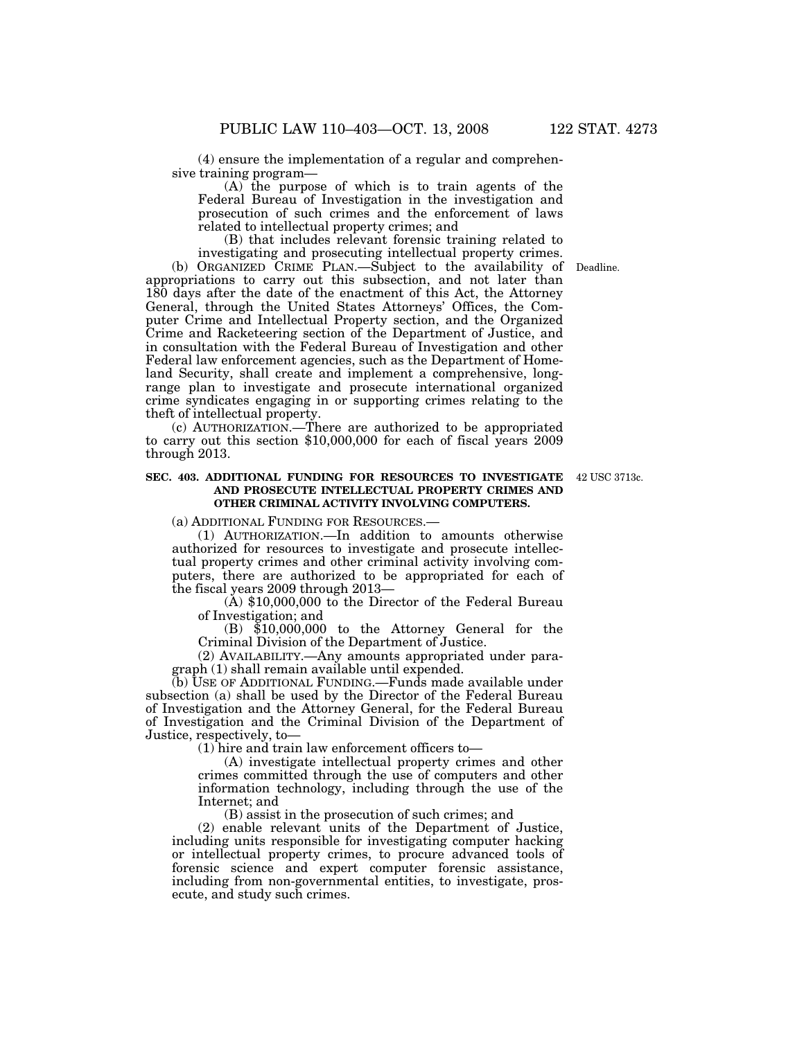(4) ensure the implementation of a regular and comprehensive training program—

(A) the purpose of which is to train agents of the Federal Bureau of Investigation in the investigation and prosecution of such crimes and the enforcement of laws related to intellectual property crimes; and

(B) that includes relevant forensic training related to investigating and prosecuting intellectual property crimes.

(b) ORGANIZED CRIME PLAN.—Subject to the availability of appropriations to carry out this subsection, and not later than 180 days after the date of the enactment of this Act, the Attorney General, through the United States Attorneys' Offices, the Computer Crime and Intellectual Property section, and the Organized Crime and Racketeering section of the Department of Justice, and in consultation with the Federal Bureau of Investigation and other Federal law enforcement agencies, such as the Department of Homeland Security, shall create and implement a comprehensive, long-range plan to investigate and prosecute international organized crime syndicates engaging in or supporting crimes relating to the theft of intellectual property.

Deadline.

(c) AUTHORIZATION.—There are authorized to be appropriated to carry out this section $10,000,000 for each of fiscal years 2009 through 2013.

**SEC. 403. ADDITIONAL FUNDING FOR RESOURCES TO INVESTIGATE AND PROSECUTE INTELLECTUAL PROPERTY CRIMES AND OTHER CRIMINAL ACTIVITY INVOLVING COMPUTERS.**

42 USC 3713c.

(a) ADDITIONAL FUNDING FOR RESOURCES.—

(1) AUTHORIZATION.—In addition to amounts otherwise authorized for resources to investigate and prosecute intellectual property crimes and other criminal activity involving computers, there are authorized to be appropriated for each of the fiscal years 2009 through 2013—

(A) $10,000,000 to the Director of the Federal Bureau of Investigation; and

(B) $10,000,000 to the Attorney General for the Criminal Division of the Department of Justice.

(2) AVAILABILITY.—Any amounts appropriated under paragraph (1) shall remain available until expended.

(b) USE OF ADDITIONAL FUNDING.—Funds made available under subsection (a) shall be used by the Director of the Federal Bureau of Investigation and the Attorney General, for the Federal Bureau of Investigation and the Criminal Division of the Department of Justice, respectively, to—

(1) hire and train law enforcement officers to—

(A) investigate intellectual property crimes and other crimes committed through the use of computers and other information technology, including through the use of the Internet; and

(B) assist in the prosecution of such crimes; and

(2) enable relevant units of the Department of Justice, including units responsible for investigating computer hacking or intellectual property crimes, to procure advanced tools of forensic science and expert computer forensic assistance, including from non-governmental entities, to investigate, prosecute, and study such crimes.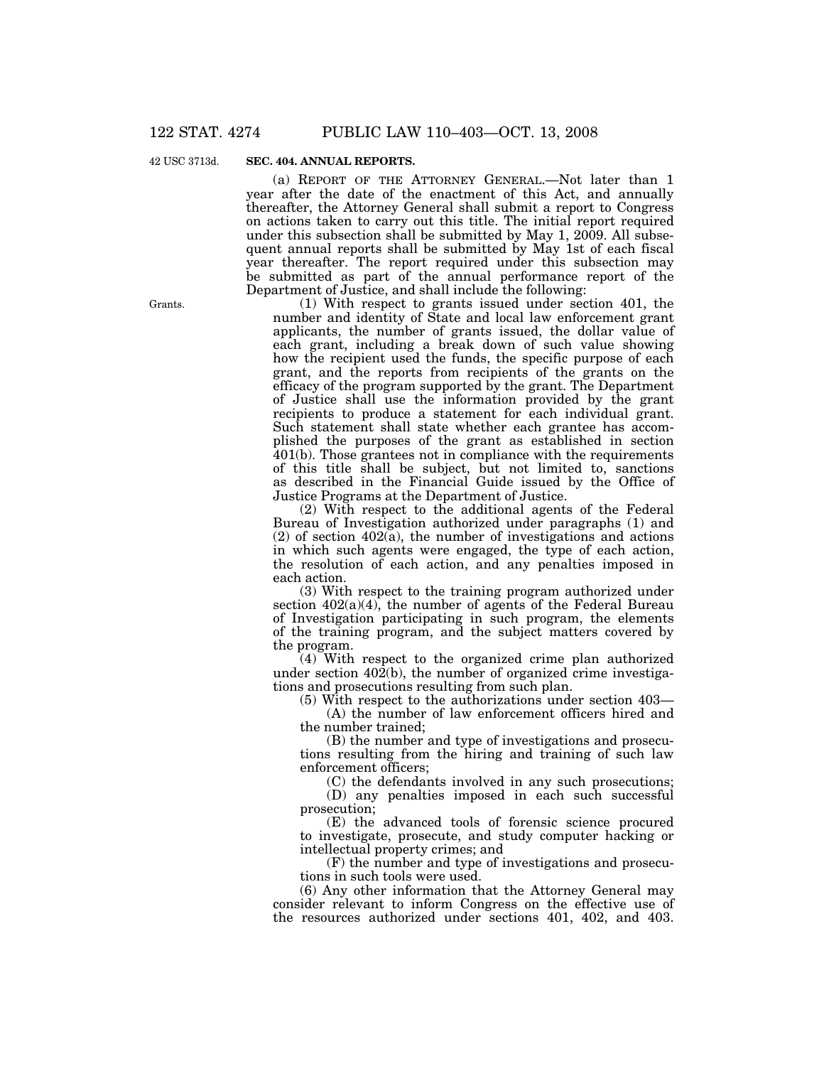42 USC 3713d.

**SEC. 404. ANNUAL REPORTS.**

(a) REPORT OF THE ATTORNEY GENERAL.—Not later than 1 year after the date of the enactment of this Act, and annually thereafter, the Attorney General shall submit a report to Congress on actions taken to carry out this title. The initial report required under this subsection shall be submitted by May 1, 2009. All subsequent annual reports shall be submitted by May 1st of each fiscal year thereafter. The report required under this subsection may be submitted as part of the annual performance report of the Department of Justice, and shall include the following:

Grants.

(1) With respect to grants issued under section 401, the number and identity of State and local law enforcement grant applicants, the number of grants issued, the dollar value of each grant, including a break down of such value showing how the recipient used the funds, the specific purpose of each grant, and the reports from recipients of the grants on the efficacy of the program supported by the grant. The Department of Justice shall use the information provided by the grant recipients to produce a statement for each individual grant. Such statement shall state whether each grantee has accomplished the purposes of the grant as established in section 401(b). Those grantees not in compliance with the requirements of this title shall be subject, but not limited to, sanctions as described in the Financial Guide issued by the Office of Justice Programs at the Department of Justice.

(2) With respect to the additional agents of the Federal Bureau of Investigation authorized under paragraphs (1) and (2) of section 402(a), the number of investigations and actions in which such agents were engaged, the type of each action, the resolution of each action, and any penalties imposed in each action.

(3) With respect to the training program authorized under section 402(a)(4), the number of agents of the Federal Bureau of Investigation participating in such program, the elements of the training program, and the subject matters covered by the program.

(4) With respect to the organized crime plan authorized under section 402(b), the number of organized crime investigations and prosecutions resulting from such plan.

(5) With respect to the authorizations under section 403—

(A) the number of law enforcement officers hired and the number trained;

(B) the number and type of investigations and prosecutions resulting from the hiring and training of such law enforcement officers;

(C) the defendants involved in any such prosecutions;

(D) any penalties imposed in each such successful prosecution;

(E) the advanced tools of forensic science procured to investigate, prosecute, and study computer hacking or intellectual property crimes; and

(F) the number and type of investigations and prosecutions in such tools were used.

(6) Any other information that the Attorney General may consider relevant to inform Congress on the effective use of the resources authorized under sections 401, 402, and 403.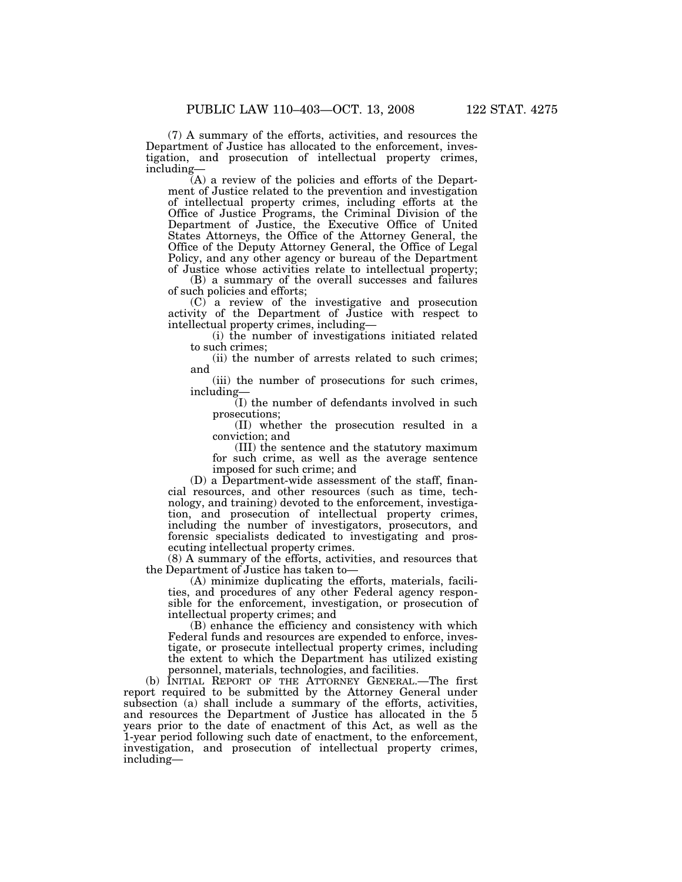(7) A summary of the efforts, activities, and resources the Department of Justice has allocated to the enforcement, investigation, and prosecution of intellectual property crimes, including—

(A) a review of the policies and efforts of the Department of Justice related to the prevention and investigation of intellectual property crimes, including efforts at the Office of Justice Programs, the Criminal Division of the Department of Justice, the Executive Office of United States Attorneys, the Office of the Attorney General, the Office of the Deputy Attorney General, the Office of Legal Policy, and any other agency or bureau of the Department of Justice whose activities relate to intellectual property;

(B) a summary of the overall successes and failures of such policies and efforts;

(C) a review of the investigative and prosecution activity of the Department of Justice with respect to intellectual property crimes, including—

(i) the number of investigations initiated related to such crimes;

(ii) the number of arrests related to such crimes; and

(iii) the number of prosecutions for such crimes, including—

(I) the number of defendants involved in such prosecutions;

(II) whether the prosecution resulted in a conviction; and

(III) the sentence and the statutory maximum for such crime, as well as the average sentence imposed for such crime; and

(D) a Department-wide assessment of the staff, financial resources, and other resources (such as time, technology, and training) devoted to the enforcement, investigation, and prosecution of intellectual property crimes, including the number of investigators, prosecutors, and forensic specialists dedicated to investigating and prosecuting intellectual property crimes.

(8) A summary of the efforts, activities, and resources that the Department of Justice has taken to—

(A) minimize duplicating the efforts, materials, facilities, and procedures of any other Federal agency responsible for the enforcement, investigation, or prosecution of intellectual property crimes; and

(B) enhance the efficiency and consistency with which Federal funds and resources are expended to enforce, investigate, or prosecute intellectual property crimes, including the extent to which the Department has utilized existing personnel, materials, technologies, and facilities.

(b) INITIAL REPORT OF THE ATTORNEY GENERAL.—The first report required to be submitted by the Attorney General under subsection (a) shall include a summary of the efforts, activities, and resources the Department of Justice has allocated in the 5 years prior to the date of enactment of this Act, as well as the 1-year period following such date of enactment, to the enforcement, investigation, and prosecution of intellectual property crimes, including—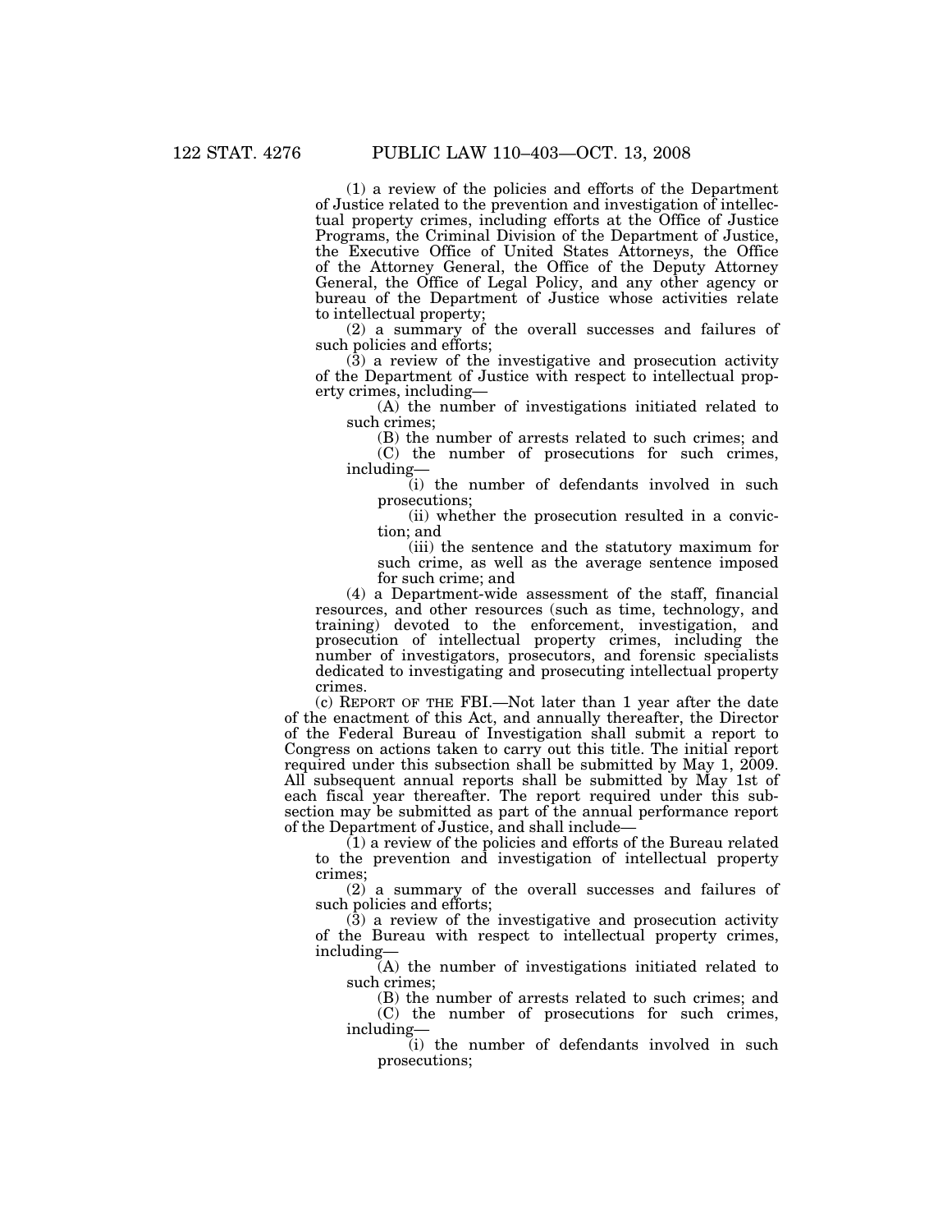(1) a review of the policies and efforts of the Department of Justice related to the prevention and investigation of intellectual property crimes, including efforts at the Office of Justice Programs, the Criminal Division of the Department of Justice, the Executive Office of United States Attorneys, the Office of the Attorney General, the Office of the Deputy Attorney General, the Office of Legal Policy, and any other agency or bureau of the Department of Justice whose activities relate to intellectual property;

(2) a summary of the overall successes and failures of such policies and efforts;

(3) a review of the investigative and prosecution activity of the Department of Justice with respect to intellectual property crimes, including—

(A) the number of investigations initiated related to such crimes;

(B) the number of arrests related to such crimes; and

(C) the number of prosecutions for such crimes, including—

(i) the number of defendants involved in such prosecutions;

(ii) whether the prosecution resulted in a conviction; and

(iii) the sentence and the statutory maximum for such crime, as well as the average sentence imposed for such crime; and

(4) a Department-wide assessment of the staff, financial resources, and other resources (such as time, technology, and training) devoted to the enforcement, investigation, and prosecution of intellectual property crimes, including the number of investigators, prosecutors, and forensic specialists dedicated to investigating and prosecuting intellectual property crimes.

(c) REPORT OF THE FBI.—Not later than 1 year after the date of the enactment of this Act, and annually thereafter, the Director of the Federal Bureau of Investigation shall submit a report to Congress on actions taken to carry out this title. The initial report required under this subsection shall be submitted by May 1, 2009. All subsequent annual reports shall be submitted by May 1st of each fiscal year thereafter. The report required under this subsection may be submitted as part of the annual performance report of the Department of Justice, and shall include—

(1) a review of the policies and efforts of the Bureau related to the prevention and investigation of intellectual property crimes;

(2) a summary of the overall successes and failures of such policies and efforts;

(3) a review of the investigative and prosecution activity of the Bureau with respect to intellectual property crimes, including—

(A) the number of investigations initiated related to such crimes;

(B) the number of arrests related to such crimes; and

(C) the number of prosecutions for such crimes, including—

(i) the number of defendants involved in such prosecutions;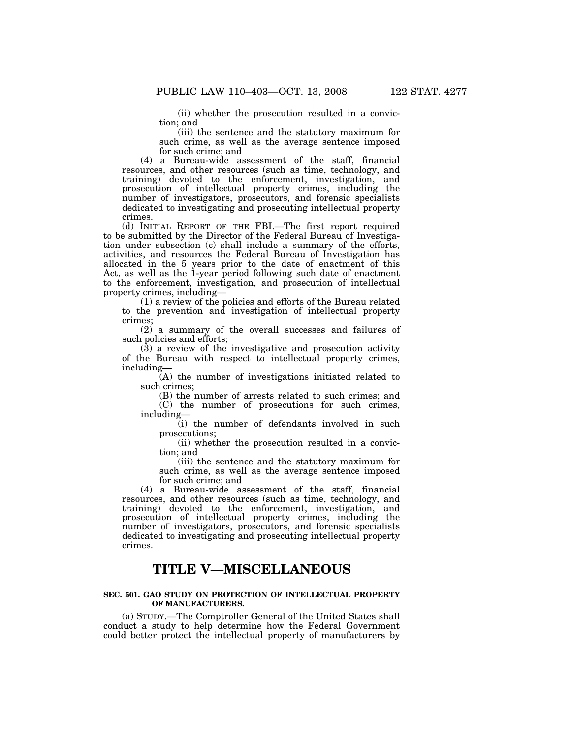(ii) whether the prosecution resulted in a conviction; and

(iii) the sentence and the statutory maximum for such crime, as well as the average sentence imposed for such crime; and

(4) a Bureau-wide assessment of the staff, financial resources, and other resources (such as time, technology, and training) devoted to the enforcement, investigation, and prosecution of intellectual property crimes, including the number of investigators, prosecutors, and forensic specialists dedicated to investigating and prosecuting intellectual property crimes.

(d) INITIAL REPORT OF THE FBI.—The first report required to be submitted by the Director of the Federal Bureau of Investigation under subsection (c) shall include a summary of the efforts, activities, and resources the Federal Bureau of Investigation has allocated in the 5 years prior to the date of enactment of this Act, as well as the 1-year period following such date of enactment to the enforcement, investigation, and prosecution of intellectual property crimes, including—

(1) a review of the policies and efforts of the Bureau related to the prevention and investigation of intellectual property crimes;

(2) a summary of the overall successes and failures of such policies and efforts;

(3) a review of the investigative and prosecution activity of the Bureau with respect to intellectual property crimes, including—

(A) the number of investigations initiated related to such crimes;

(B) the number of arrests related to such crimes; and

(C) the number of prosecutions for such crimes, including—

(i) the number of defendants involved in such prosecutions;

(ii) whether the prosecution resulted in a conviction; and

(iii) the sentence and the statutory maximum for such crime, as well as the average sentence imposed for such crime; and

(4) a Bureau-wide assessment of the staff, financial resources, and other resources (such as time, technology, and training) devoted to the enforcement, investigation, and prosecution of intellectual property crimes, including the number of investigators, prosecutors, and forensic specialists dedicated to investigating and prosecuting intellectual property crimes.

# TITLE V—MISCELLANEOUS

**SEC. 501. GAO STUDY ON PROTECTION OF INTELLECTUAL PROPERTY OF MANUFACTURERS.**

(a) STUDY.—The Comptroller General of the United States shall conduct a study to help determine how the Federal Government could better protect the intellectual property of manufacturers by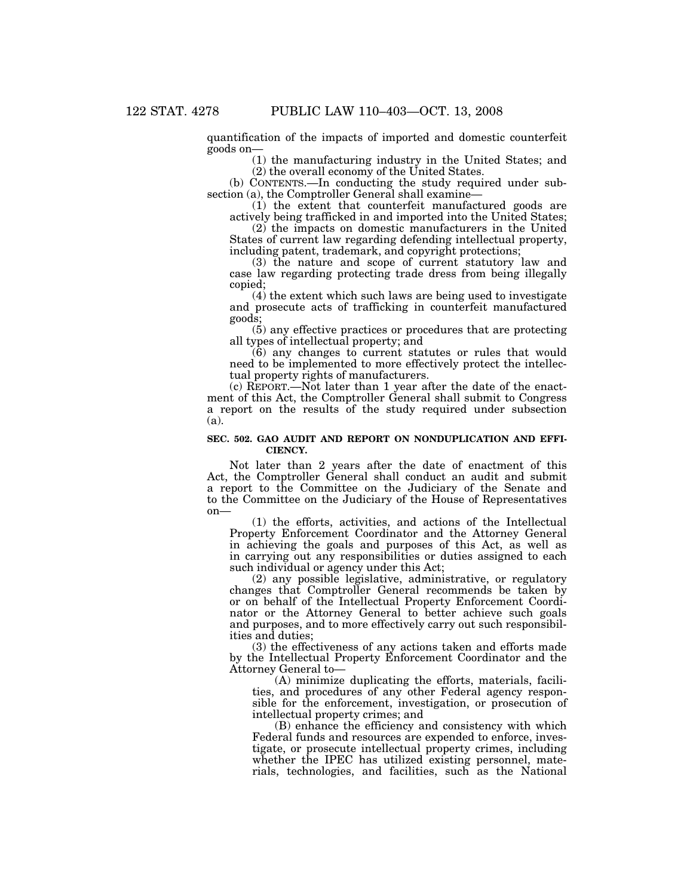quantification of the impacts of imported and domestic counterfeit goods on—

(1) the manufacturing industry in the United States; and

(2) the overall economy of the United States.

(b) CONTENTS.—In conducting the study required under subsection (a), the Comptroller General shall examine—

(1) the extent that counterfeit manufactured goods are actively being trafficked in and imported into the United States;

(2) the impacts on domestic manufacturers in the United States of current law regarding defending intellectual property, including patent, trademark, and copyright protections;

(3) the nature and scope of current statutory law and case law regarding protecting trade dress from being illegally copied;

(4) the extent which such laws are being used to investigate and prosecute acts of trafficking in counterfeit manufactured goods;

(5) any effective practices or procedures that are protecting all types of intellectual property; and

(6) any changes to current statutes or rules that would need to be implemented to more effectively protect the intellectual property rights of manufacturers.

(c) REPORT.—Not later than 1 year after the date of the enactment of this Act, the Comptroller General shall submit to Congress a report on the results of the study required under subsection (a).

### SEC. 502. GAO AUDIT AND REPORT ON NONDUPLICATION AND EFFICIENCY.

Not later than 2 years after the date of enactment of this Act, the Comptroller General shall conduct an audit and submit a report to the Committee on the Judiciary of the Senate and to the Committee on the Judiciary of the House of Representatives on—

(1) the efforts, activities, and actions of the Intellectual Property Enforcement Coordinator and the Attorney General in achieving the goals and purposes of this Act, as well as in carrying out any responsibilities or duties assigned to each such individual or agency under this Act;

(2) any possible legislative, administrative, or regulatory changes that Comptroller General recommends be taken by or on behalf of the Intellectual Property Enforcement Coordinator or the Attorney General to better achieve such goals and purposes, and to more effectively carry out such responsibilities and duties;

(3) the effectiveness of any actions taken and efforts made by the Intellectual Property Enforcement Coordinator and the Attorney General to—

(A) minimize duplicating the efforts, materials, facilities, and procedures of any other Federal agency responsible for the enforcement, investigation, or prosecution of intellectual property crimes; and

(B) enhance the efficiency and consistency with which Federal funds and resources are expended to enforce, investigate, or prosecute intellectual property crimes, including whether the IPEC has utilized existing personnel, materials, technologies, and facilities, such as the National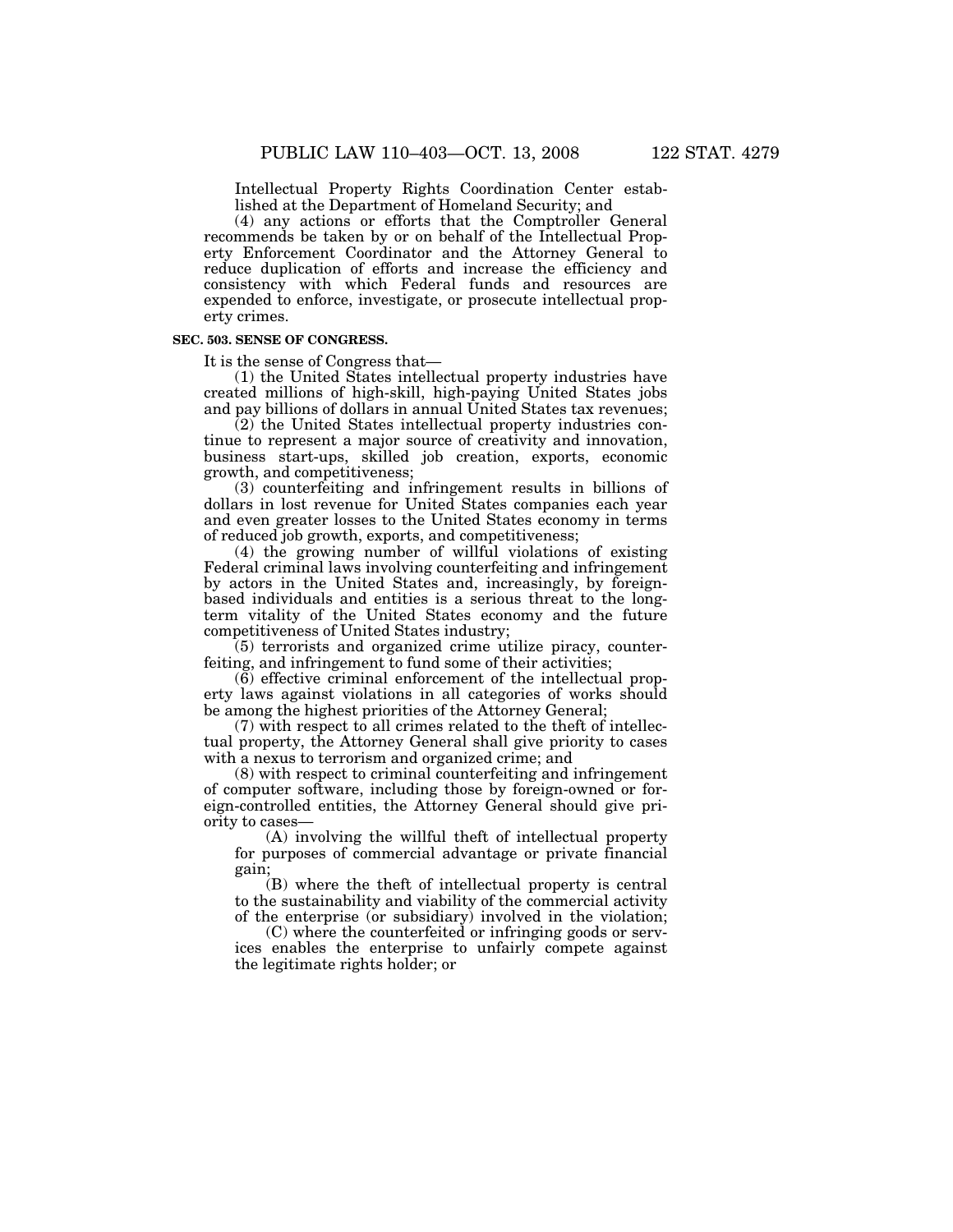Intellectual Property Rights Coordination Center established at the Department of Homeland Security; and

(4) any actions or efforts that the Comptroller General recommends be taken by or on behalf of the Intellectual Property Enforcement Coordinator and the Attorney General to reduce duplication of efforts and increase the efficiency and consistency with which Federal funds and resources are expended to enforce, investigate, or prosecute intellectual property crimes.

**SEC. 503. SENSE OF CONGRESS.**

It is the sense of Congress that—

(1) the United States intellectual property industries have created millions of high-skill, high-paying United States jobs and pay billions of dollars in annual United States tax revenues;

(2) the United States intellectual property industries continue to represent a major source of creativity and innovation, business start-ups, skilled job creation, exports, economic growth, and competitiveness;

(3) counterfeiting and infringement results in billions of dollars in lost revenue for United States companies each year and even greater losses to the United States economy in terms of reduced job growth, exports, and competitiveness;

(4) the growing number of willful violations of existing Federal criminal laws involving counterfeiting and infringement by actors in the United States and, increasingly, by foreign-based individuals and entities is a serious threat to the long-term vitality of the United States economy and the future competitiveness of United States industry;

(5) terrorists and organized crime utilize piracy, counterfeiting, and infringement to fund some of their activities;

(6) effective criminal enforcement of the intellectual property laws against violations in all categories of works should be among the highest priorities of the Attorney General;

(7) with respect to all crimes related to the theft of intellectual property, the Attorney General shall give priority to cases with a nexus to terrorism and organized crime; and

(8) with respect to criminal counterfeiting and infringement of computer software, including those by foreign-owned or foreign-controlled entities, the Attorney General should give priority to cases—

(A) involving the willful theft of intellectual property for purposes of commercial advantage or private financial gain;

(B) where the theft of intellectual property is central to the sustainability and viability of the commercial activity of the enterprise (or subsidiary) involved in the violation;

(C) where the counterfeited or infringing goods or services enables the enterprise to unfairly compete against the legitimate rights holder; or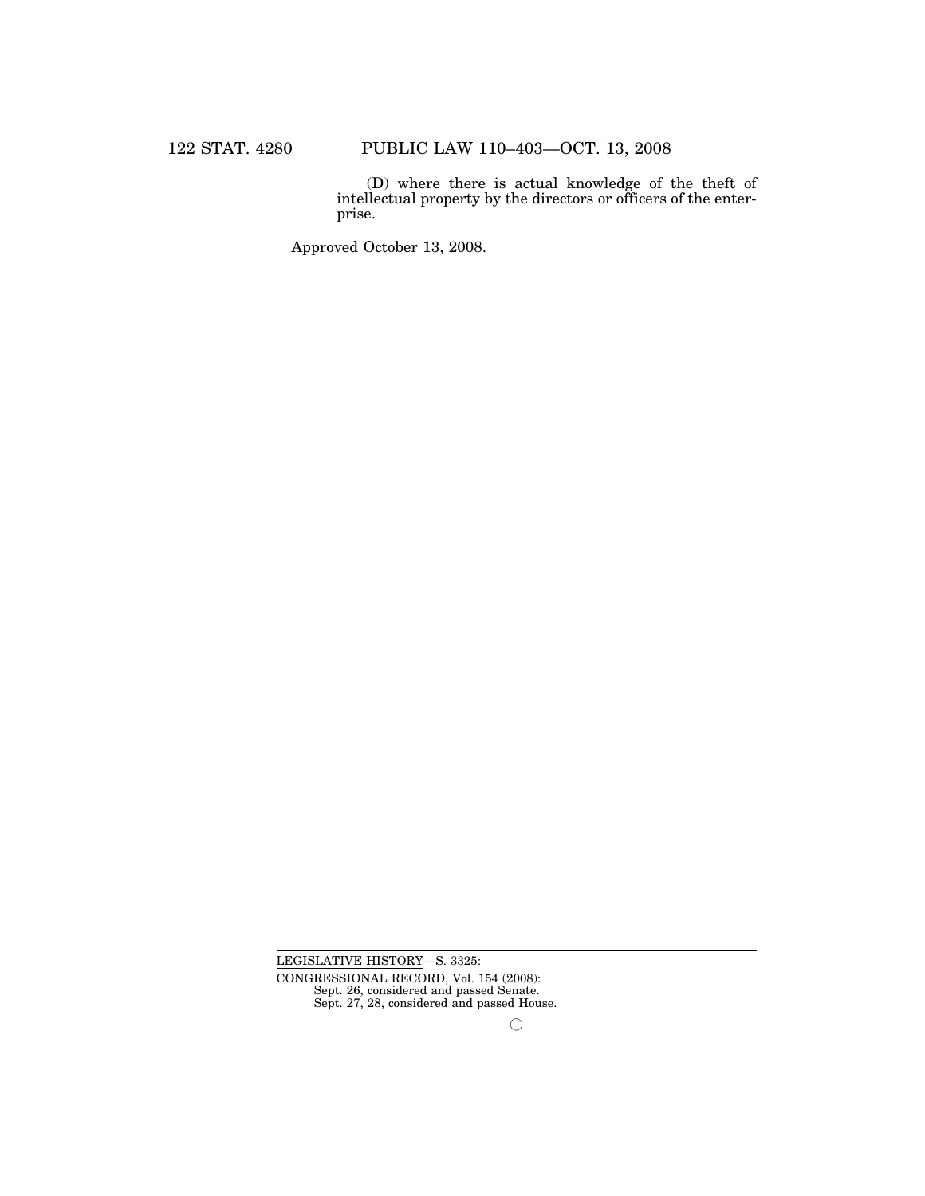(D) where there is actual knowledge of the theft of intellectual property by the directors or officers of the enterprise.

Approved October 13, 2008.

---

LEGISLATIVE HISTORY—S. 3325:

CONGRESSIONAL RECORD, Vol. 154 (2008):

Sept. 26, considered and passed Senate.

Sept. 27, 28, considered and passed House.